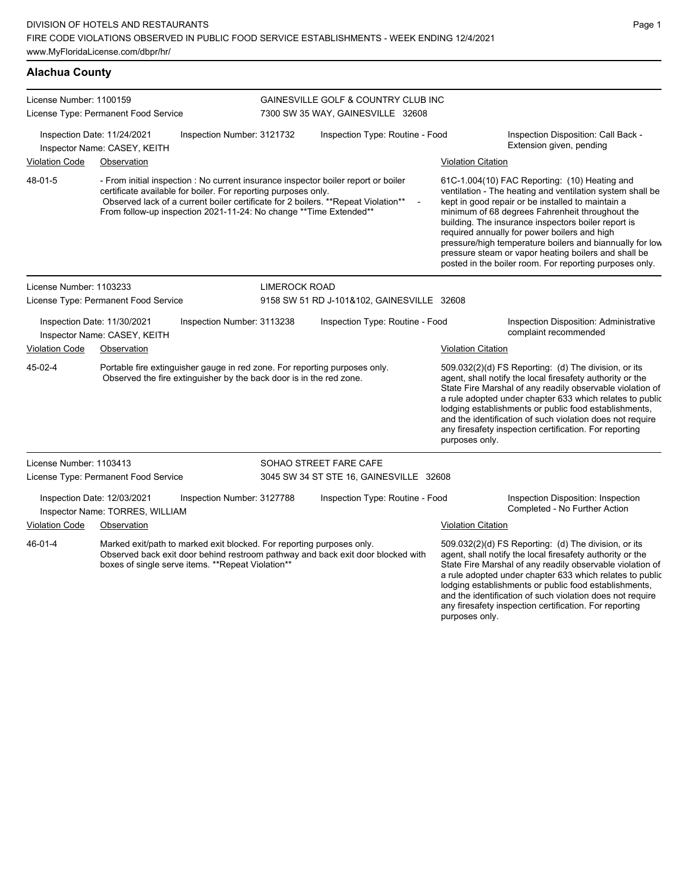DIVISION OF HOTELS AND RESTAURANTS
FIRE CODE VIOLATIONS OBSERVED IN PUBLIC FOOD SERVICE ESTABLISHMENTS - WEEK ENDING 12/4/2021
www.MyFloridaLicense.com/dbpr/hr/

## Alachua County

**License Number:** 1100159
**License Type:** Permanent Food Service
**GAINESVILLE GOLF & COUNTRY CLUB INC**
7300 SW 35 WAY, GAINESVILLE 32608

**Inspection Date:** 11/24/2021 **Inspection Number:** 3121732 **Inspection Type:** Routine - Food
**Inspector Name:** CASEY, KEITH
**Inspection Disposition:** Call Back - Extension given, pending

| Violation Code | Observation | Violation Citation |
| --- | --- | --- |
| 48-01-5 | - From initial inspection : No current insurance inspector boiler report or boiler certificate available for boiler. For reporting purposes only. Observed lack of a current boiler certificate for 2 boilers. **Repeat Violation** - From follow-up inspection 2021-11-24: No change **Time Extended** | 61C-1.004(10) FAC Reporting: (10) Heating and ventilation - The heating and ventilation system shall be kept in good repair or be installed to maintain a minimum of 68 degrees Fahrenheit throughout the building. The insurance inspectors boiler report is required annually for power boilers and high pressure/high temperature boilers and biannually for low pressure steam or vapor heating boilers and shall be posted in the boiler room. For reporting purposes only. |

**License Number:** 1103233
**License Type:** Permanent Food Service
**LIMEROCK ROAD**
9158 SW 51 RD J-101&102, GAINESVILLE 32608

**Inspection Date:** 11/30/2021 **Inspection Number:** 3113238 **Inspection Type:** Routine - Food
**Inspector Name:** CASEY, KEITH
**Inspection Disposition:** Administrative complaint recommended

| Violation Code | Observation | Violation Citation |
| --- | --- | --- |
| 45-02-4 | Portable fire extinguisher gauge in red zone. For reporting purposes only. Observed the fire extinguisher by the back door is in the red zone. | 509.032(2)(d) FS Reporting: (d) The division, or its agent, shall notify the local firesafety authority or the State Fire Marshal of any readily observable violation of a rule adopted under chapter 633 which relates to public lodging establishments or public food establishments, and the identification of such violation does not require any firesafety inspection certification. For reporting purposes only. |

**License Number:** 1103413
**License Type:** Permanent Food Service
**SOHAO STREET FARE CAFE**
3045 SW 34 ST STE 16, GAINESVILLE 32608

**Inspection Date:** 12/03/2021 **Inspection Number:** 3127788 **Inspection Type:** Routine - Food
**Inspector Name:** TORRES, WILLIAM
**Inspection Disposition:** Inspection Completed - No Further Action

| Violation Code | Observation | Violation Citation |
| --- | --- | --- |
| 46-01-4 | Marked exit/path to marked exit blocked. For reporting purposes only. Observed back exit door behind restroom pathway and back exit door blocked with boxes of single serve items. **Repeat Violation** | 509.032(2)(d) FS Reporting: (d) The division, or its agent, shall notify the local firesafety authority or the State Fire Marshal of any readily observable violation of a rule adopted under chapter 633 which relates to public lodging establishments or public food establishments, and the identification of such violation does not require any firesafety inspection certification. For reporting purposes only. |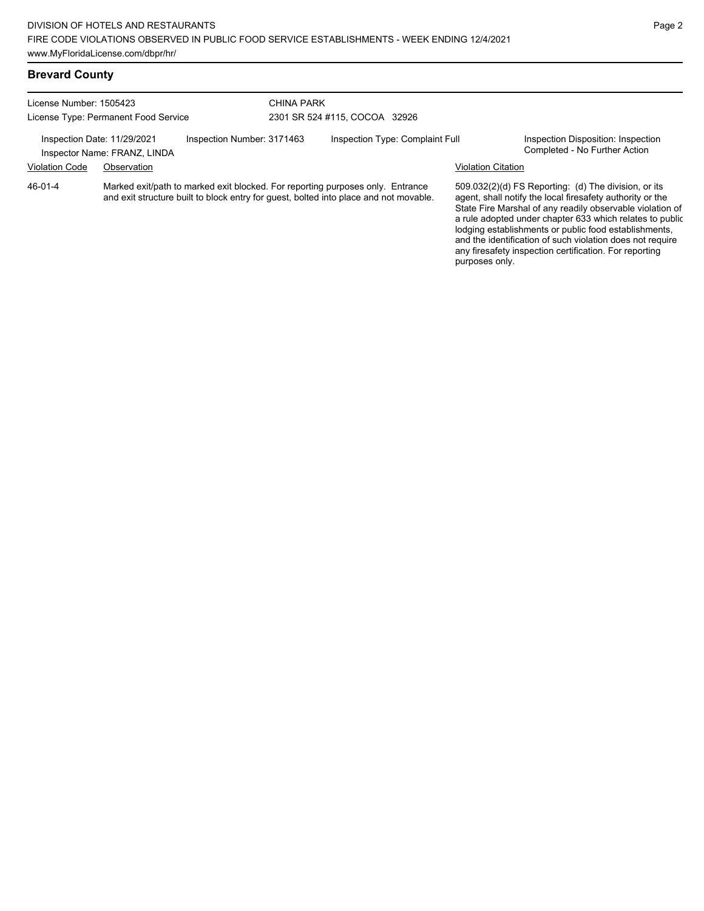## Brevard County

License Number: 1505423
License Type: Permanent Food Service

CHINA PARK
2301 SR 524 #115, COCOA 32926

Inspection Date: 11/29/2021
Inspector Name: FRANZ, LINDA

Inspection Number: 3171463

Inspection Type: Complaint Full

Inspection Disposition: Inspection Completed - No Further Action

| Violation Code | Observation | Violation Citation |
| --- | --- | --- |
| 46-01-4 | Marked exit/path to marked exit blocked. For reporting purposes only. Entrance and exit structure built to block entry for guest, bolted into place and not movable. | 509.032(2)(d) FS Reporting: (d) The division, or its agent, shall notify the local firesafety authority or the State Fire Marshal of any readily observable violation of a rule adopted under chapter 633 which relates to public lodging establishments or public food establishments, and the identification of such violation does not require any firesafety inspection certification. For reporting purposes only. |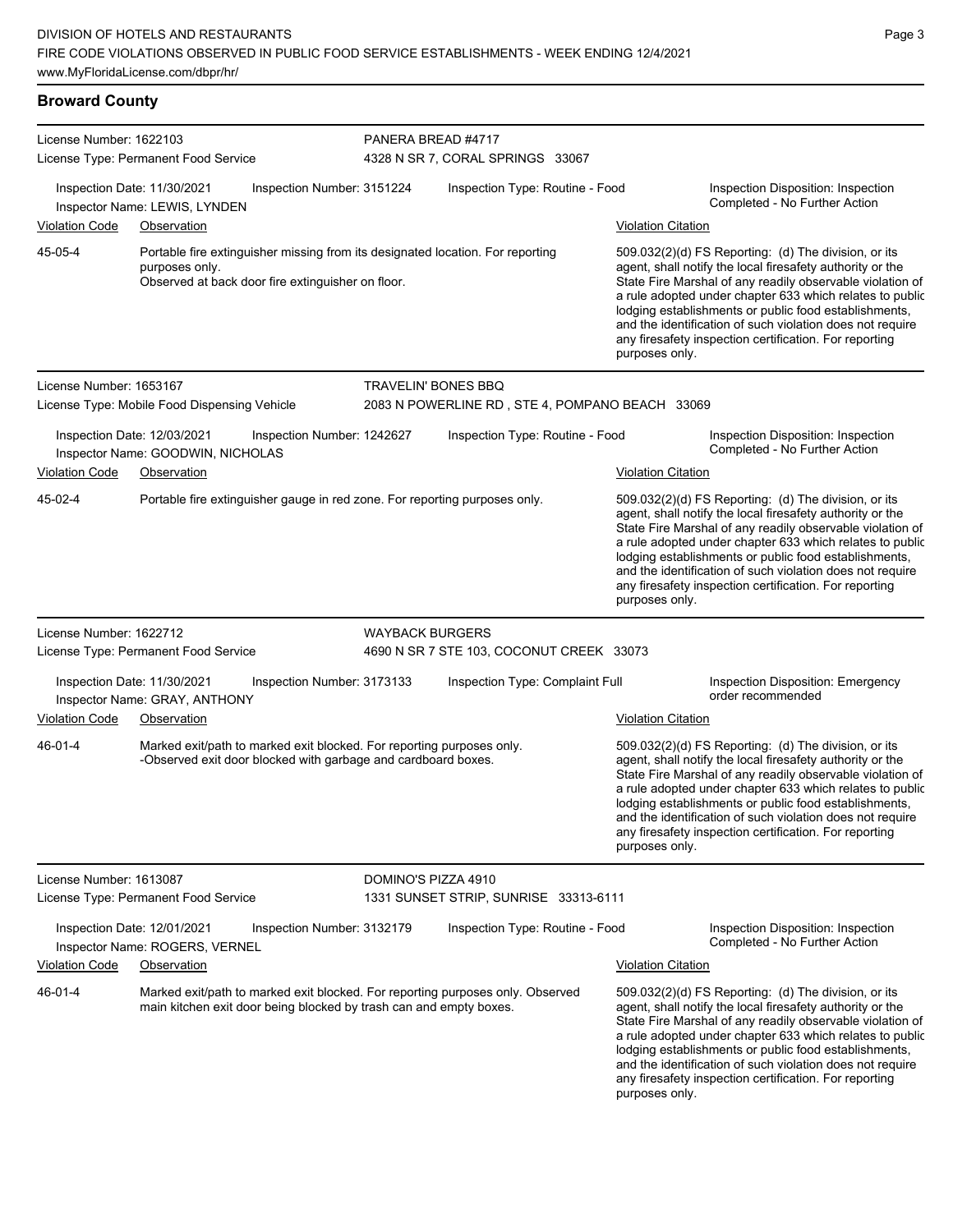## Broward County

**License Number:** 1622103
**License Type:** Permanent Food Service
**PANERA BREAD #4717**
4328 N SR 7, CORAL SPRINGS 33067

Inspection Date: 11/30/2021 | Inspection Number: 3151224 | Inspection Type: Routine - Food | Inspection Disposition: Inspection Completed - No Further Action
Inspector Name: LEWIS, LYNDEN

| Violation Code | Observation | Violation Citation |
|---|---|---|
| 45-05-4 | Portable fire extinguisher missing from its designated location. For reporting purposes only. Observed at back door fire extinguisher on floor. | 509.032(2)(d) FS Reporting: (d) The division, or its agent, shall notify the local firesafety authority or the State Fire Marshal of any readily observable violation of a rule adopted under chapter 633 which relates to public lodging establishments or public food establishments, and the identification of such violation does not require any firesafety inspection certification. For reporting purposes only. |

**License Number:** 1653167
**License Type:** Mobile Food Dispensing Vehicle
**TRAVELIN' BONES BBQ**
2083 N POWERLINE RD , STE 4, POMPANO BEACH 33069

Inspection Date: 12/03/2021 | Inspection Number: 1242627 | Inspection Type: Routine - Food | Inspection Disposition: Inspection Completed - No Further Action
Inspector Name: GOODWIN, NICHOLAS

| Violation Code | Observation | Violation Citation |
|---|---|---|
| 45-02-4 | Portable fire extinguisher gauge in red zone. For reporting purposes only. | 509.032(2)(d) FS Reporting: (d) The division, or its agent, shall notify the local firesafety authority or the State Fire Marshal of any readily observable violation of a rule adopted under chapter 633 which relates to public lodging establishments or public food establishments, and the identification of such violation does not require any firesafety inspection certification. For reporting purposes only. |

**License Number:** 1622712
**License Type:** Permanent Food Service
**WAYBACK BURGERS**
4690 N SR 7 STE 103, COCONUT CREEK 33073

Inspection Date: 11/30/2021 | Inspection Number: 3173133 | Inspection Type: Complaint Full | Inspection Disposition: Emergency order recommended
Inspector Name: GRAY, ANTHONY

| Violation Code | Observation | Violation Citation |
|---|---|---|
| 46-01-4 | Marked exit/path to marked exit blocked. For reporting purposes only. -Observed exit door blocked with garbage and cardboard boxes. | 509.032(2)(d) FS Reporting: (d) The division, or its agent, shall notify the local firesafety authority or the State Fire Marshal of any readily observable violation of a rule adopted under chapter 633 which relates to public lodging establishments or public food establishments, and the identification of such violation does not require any firesafety inspection certification. For reporting purposes only. |

**License Number:** 1613087
**License Type:** Permanent Food Service
**DOMINO'S PIZZA 4910**
1331 SUNSET STRIP, SUNRISE 33313-6111

Inspection Date: 12/01/2021 | Inspection Number: 3132179 | Inspection Type: Routine - Food | Inspection Disposition: Inspection Completed - No Further Action
Inspector Name: ROGERS, VERNEL

| Violation Code | Observation | Violation Citation |
|---|---|---|
| 46-01-4 | Marked exit/path to marked exit blocked. For reporting purposes only. Observed main kitchen exit door being blocked by trash can and empty boxes. | 509.032(2)(d) FS Reporting: (d) The division, or its agent, shall notify the local firesafety authority or the State Fire Marshal of any readily observable violation of a rule adopted under chapter 633 which relates to public lodging establishments or public food establishments, and the identification of such violation does not require any firesafety inspection certification. For reporting purposes only. |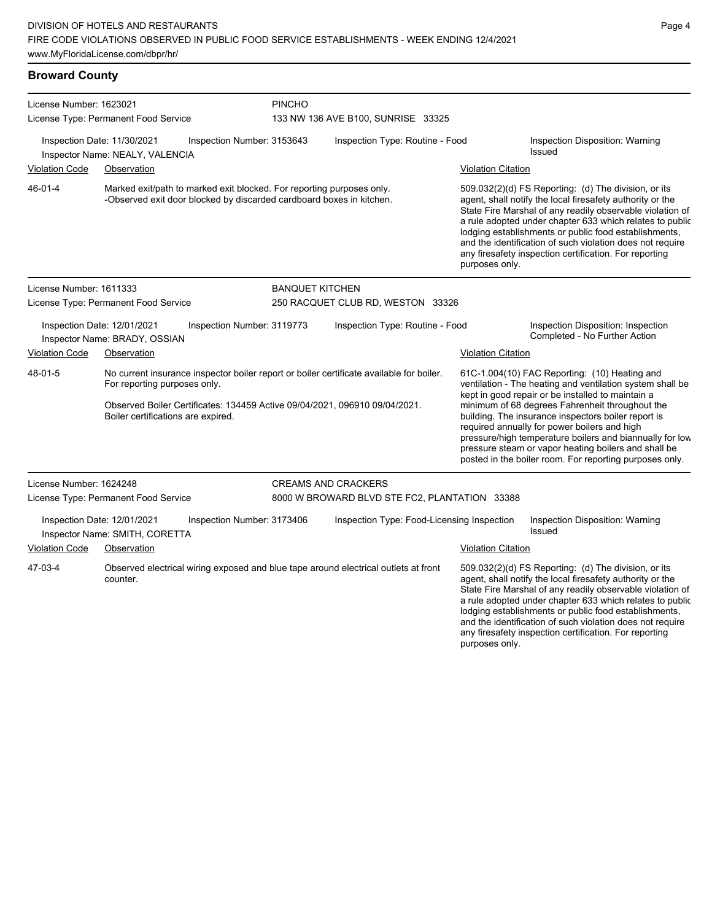## Broward County

**License Number:** 1623021
**License Type:** Permanent Food Service

**PINCHO**
133 NW 136 AVE B100, SUNRISE 33325

**Inspection Date:** 11/30/2021 **Inspection Number:** 3153643 **Inspection Type:** Routine - Food **Inspection Disposition:** Warning Issued
**Inspector Name:** NEALY, VALENCIA

| Violation Code | Observation | Violation Citation |
| --- | --- | --- |
| 46-01-4 | Marked exit/path to marked exit blocked. For reporting purposes only. -Observed exit door blocked by discarded cardboard boxes in kitchen. | 509.032(2)(d) FS Reporting: (d) The division, or its agent, shall notify the local firesafety authority or the State Fire Marshal of any readily observable violation of a rule adopted under chapter 633 which relates to public lodging establishments or public food establishments, and the identification of such violation does not require any firesafety inspection certification. For reporting purposes only. |

---

**License Number:** 1611333
**License Type:** Permanent Food Service

**BANQUET KITCHEN**
250 RACQUET CLUB RD, WESTON 33326

**Inspection Date:** 12/01/2021 **Inspection Number:** 3119773 **Inspection Type:** Routine - Food **Inspection Disposition:** Inspection Completed - No Further Action
**Inspector Name:** BRADY, OSSIAN

| Violation Code | Observation | Violation Citation |
| --- | --- | --- |
| 48-01-5 | No current insurance inspector boiler report or boiler certificate available for boiler. For reporting purposes only.<br><br>Observed Boiler Certificates: 134459 Active 09/04/2021, 096910 09/04/2021. Boiler certifications are expired. | 61C-1.004(10) FAC Reporting: (10) Heating and ventilation - The heating and ventilation system shall be kept in good repair or be installed to maintain a minimum of 68 degrees Fahrenheit throughout the building. The insurance inspectors boiler report is required annually for power boilers and high pressure/high temperature boilers and biannually for low pressure steam or vapor heating boilers and shall be posted in the boiler room. For reporting purposes only. |

---

**License Number:** 1624248
**License Type:** Permanent Food Service

**CREAMS AND CRACKERS**
8000 W BROWARD BLVD STE FC2, PLANTATION 33388

**Inspection Date:** 12/01/2021 **Inspection Number:** 3173406 **Inspection Type:** Food-Licensing Inspection **Inspection Disposition:** Warning Issued
**Inspector Name:** SMITH, CORETTA

| Violation Code | Observation | Violation Citation |
| --- | --- | --- |
| 47-03-4 | Observed electrical wiring exposed and blue tape around electrical outlets at front counter. | 509.032(2)(d) FS Reporting: (d) The division, or its agent, shall notify the local firesafety authority or the State Fire Marshal of any readily observable violation of a rule adopted under chapter 633 which relates to public lodging establishments or public food establishments, and the identification of such violation does not require any firesafety inspection certification. For reporting purposes only. |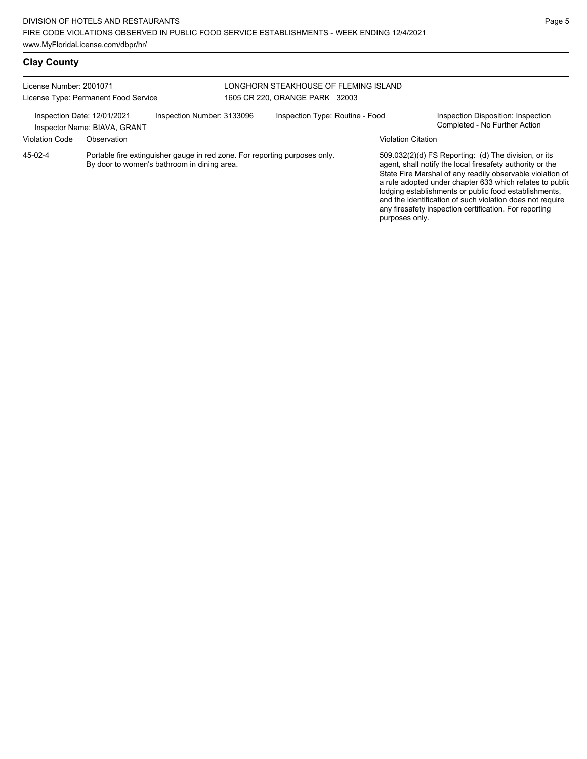## Clay County

License Number: 2001071
License Type: Permanent Food Service

LONGHORN STEAKHOUSE OF FLEMING ISLAND
1605 CR 220, ORANGE PARK 32003

Inspection Date: 12/01/2021 | Inspection Number: 3133096 | Inspection Type: Routine - Food | Inspection Disposition: Inspection Completed - No Further Action

Inspector Name: BIAVA, GRANT

| Violation Code | Observation | Violation Citation |
| --- | --- | --- |
| 45-02-4 | Portable fire extinguisher gauge in red zone. For reporting purposes only. By door to women's bathroom in dining area. | 509.032(2)(d) FS Reporting: (d) The division, or its agent, shall notify the local firesafety authority or the State Fire Marshal of any readily observable violation of a rule adopted under chapter 633 which relates to public lodging establishments or public food establishments, and the identification of such violation does not require any firesafety inspection certification. For reporting purposes only. |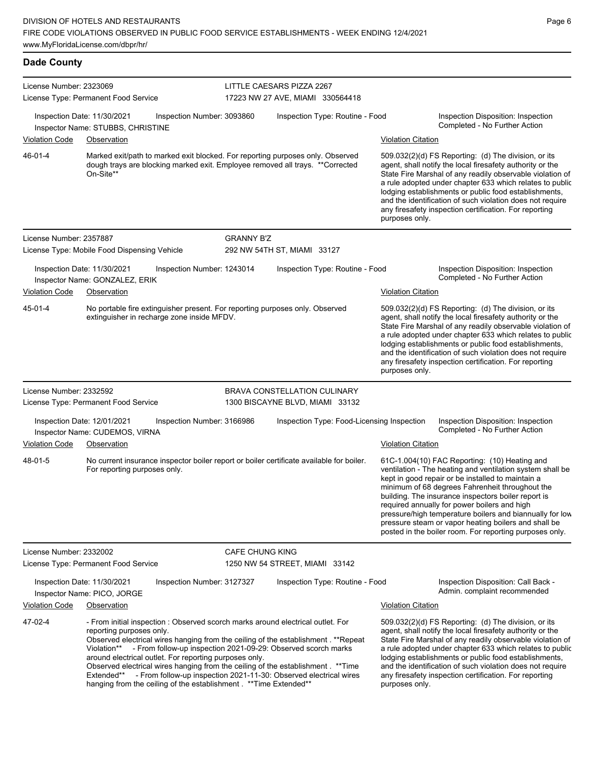## Dade County

**License Number:** 2323069
**License Type:** Permanent Food Service

**LITTLE CAESARS PIZZA 2267**
17223 NW 27 AVE, MIAMI 330564418

Inspection Date: 11/30/2021 | Inspection Number: 3093860 | Inspection Type: Routine - Food | Inspection Disposition: Inspection Completed - No Further Action
Inspector Name: STUBBS, CHRISTINE

| Violation Code | Observation | Violation Citation |
|---|---|---|
| 46-01-4 | Marked exit/path to marked exit blocked. For reporting purposes only. Observed dough trays are blocking marked exit. Employee removed all trays. **Corrected On-Site** | 509.032(2)(d) FS Reporting: (d) The division, or its agent, shall notify the local firesafety authority or the State Fire Marshal of any readily observable violation of a rule adopted under chapter 633 which relates to public lodging establishments or public food establishments, and the identification of such violation does not require any firesafety inspection certification. For reporting purposes only. |

---

**License Number:** 2357887
**License Type:** Mobile Food Dispensing Vehicle

**GRANNY B'Z**
292 NW 54TH ST, MIAMI 33127

Inspection Date: 11/30/2021 | Inspection Number: 1243014 | Inspection Type: Routine - Food | Inspection Disposition: Inspection Completed - No Further Action
Inspector Name: GONZALEZ, ERIK

| Violation Code | Observation | Violation Citation |
|---|---|---|
| 45-01-4 | No portable fire extinguisher present. For reporting purposes only. Observed extinguisher in recharge zone inside MFDV. | 509.032(2)(d) FS Reporting: (d) The division, or its agent, shall notify the local firesafety authority or the State Fire Marshal of any readily observable violation of a rule adopted under chapter 633 which relates to public lodging establishments or public food establishments, and the identification of such violation does not require any firesafety inspection certification. For reporting purposes only. |

---

**License Number:** 2332592
**License Type:** Permanent Food Service

**BRAVA CONSTELLATION CULINARY**
1300 BISCAYNE BLVD, MIAMI 33132

Inspection Date: 12/01/2021 | Inspection Number: 3166986 | Inspection Type: Food-Licensing Inspection | Inspection Disposition: Inspection Completed - No Further Action
Inspector Name: CUDEMOS, VIRNA

| Violation Code | Observation | Violation Citation |
|---|---|---|
| 48-01-5 | No current insurance inspector boiler report or boiler certificate available for boiler. For reporting purposes only. | 61C-1.004(10) FAC Reporting: (10) Heating and ventilation - The heating and ventilation system shall be kept in good repair or be installed to maintain a minimum of 68 degrees Fahrenheit throughout the building. The insurance inspectors boiler report is required annually for power boilers and high pressure/high temperature boilers and biannually for low pressure steam or vapor heating boilers and shall be posted in the boiler room. For reporting purposes only. |

---

**License Number:** 2332002
**License Type:** Permanent Food Service

**CAFE CHUNG KING**
1250 NW 54 STREET, MIAMI 33142

Inspection Date: 11/30/2021 | Inspection Number: 3127327 | Inspection Type: Routine - Food | Inspection Disposition: Call Back - Admin. complaint recommended
Inspector Name: PICO, JORGE

| Violation Code | Observation | Violation Citation |
|---|---|---|
| 47-02-4 | - From initial inspection : Observed scorch marks around electrical outlet. For reporting purposes only. Observed electrical wires hanging from the ceiling of the establishment . **Repeat Violation** - From follow-up inspection 2021-09-29: Observed scorch marks around electrical outlet. For reporting purposes only. Observed electrical wires hanging from the ceiling of the establishment . **Time Extended** - From follow-up inspection 2021-11-30: Observed electrical wires hanging from the ceiling of the establishment . **Time Extended** | 509.032(2)(d) FS Reporting: (d) The division, or its agent, shall notify the local firesafety authority or the State Fire Marshal of any readily observable violation of a rule adopted under chapter 633 which relates to public lodging establishments or public food establishments, and the identification of such violation does not require any firesafety inspection certification. For reporting purposes only. |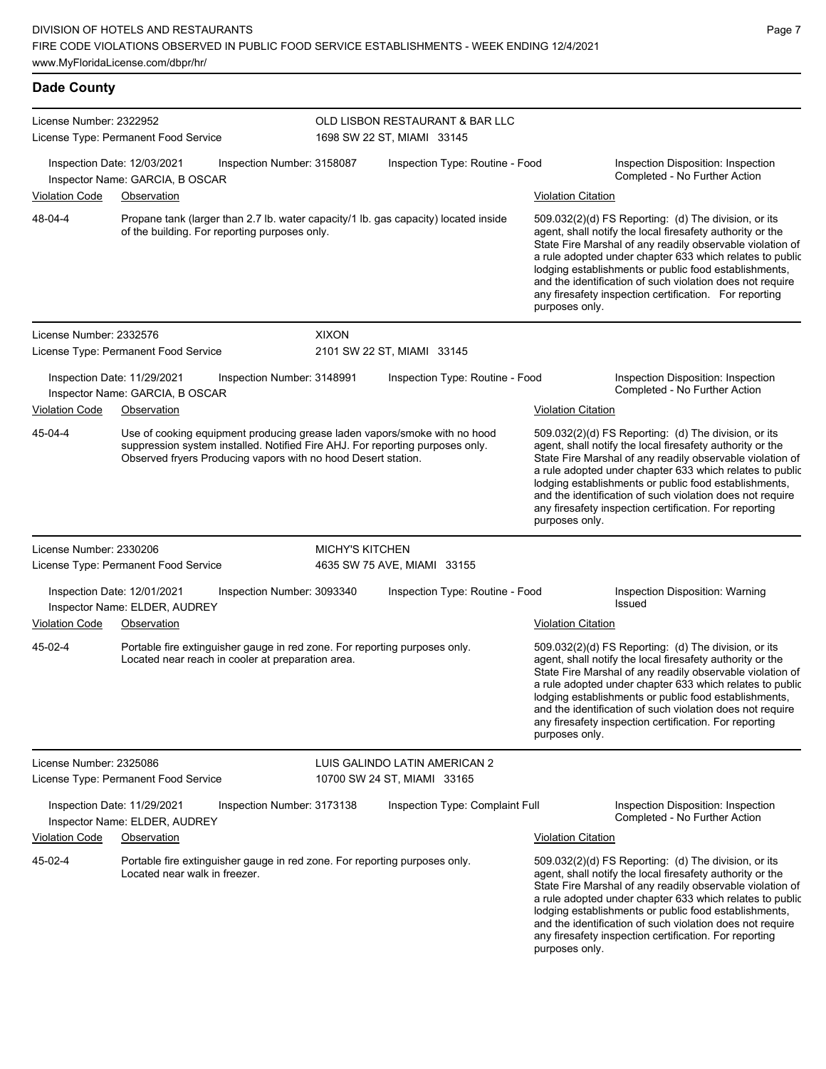## Dade County

**License Number:** 2322952
**License Type:** Permanent Food Service

**OLD LISBON RESTAURANT & BAR LLC**
1698 SW 22 ST, MIAMI 33145

Inspection Date: 12/03/2021 | Inspection Number: 3158087 | Inspection Type: Routine - Food | Inspection Disposition: Inspection Completed - No Further Action
Inspector Name: GARCIA, B OSCAR

| Violation Code | Observation | Violation Citation |
|---|---|---|
| 48-04-4 | Propane tank (larger than 2.7 lb. water capacity/1 lb. gas capacity) located inside of the building. For reporting purposes only. | 509.032(2)(d) FS Reporting: (d) The division, or its agent, shall notify the local firesafety authority or the State Fire Marshal of any readily observable violation of a rule adopted under chapter 633 which relates to public lodging establishments or public food establishments, and the identification of such violation does not require any firesafety inspection certification. For reporting purposes only. |

---

**License Number:** 2332576
**License Type:** Permanent Food Service

**XIXON**
2101 SW 22 ST, MIAMI 33145

Inspection Date: 11/29/2021 | Inspection Number: 3148991 | Inspection Type: Routine - Food | Inspection Disposition: Inspection Completed - No Further Action
Inspector Name: GARCIA, B OSCAR

| Violation Code | Observation | Violation Citation |
|---|---|---|
| 45-04-4 | Use of cooking equipment producing grease laden vapors/smoke with no hood suppression system installed. Notified Fire AHJ. For reporting purposes only. Observed fryers Producing vapors with no hood Desert station. | 509.032(2)(d) FS Reporting: (d) The division, or its agent, shall notify the local firesafety authority or the State Fire Marshal of any readily observable violation of a rule adopted under chapter 633 which relates to public lodging establishments or public food establishments, and the identification of such violation does not require any firesafety inspection certification. For reporting purposes only. |

---

**License Number:** 2330206
**License Type:** Permanent Food Service

**MICHY'S KITCHEN**
4635 SW 75 AVE, MIAMI 33155

Inspection Date: 12/01/2021 | Inspection Number: 3093340 | Inspection Type: Routine - Food | Inspection Disposition: Warning Issued
Inspector Name: ELDER, AUDREY

| Violation Code | Observation | Violation Citation |
|---|---|---|
| 45-02-4 | Portable fire extinguisher gauge in red zone. For reporting purposes only. Located near reach in cooler at preparation area. | 509.032(2)(d) FS Reporting: (d) The division, or its agent, shall notify the local firesafety authority or the State Fire Marshal of any readily observable violation of a rule adopted under chapter 633 which relates to public lodging establishments or public food establishments, and the identification of such violation does not require any firesafety inspection certification. For reporting purposes only. |

---

**License Number:** 2325086
**License Type:** Permanent Food Service

**LUIS GALINDO LATIN AMERICAN 2**
10700 SW 24 ST, MIAMI 33165

Inspection Date: 11/29/2021 | Inspection Number: 3173138 | Inspection Type: Complaint Full | Inspection Disposition: Inspection Completed - No Further Action
Inspector Name: ELDER, AUDREY

| Violation Code | Observation | Violation Citation |
|---|---|---|
| 45-02-4 | Portable fire extinguisher gauge in red zone. For reporting purposes only. Located near walk in freezer. | 509.032(2)(d) FS Reporting: (d) The division, or its agent, shall notify the local firesafety authority or the State Fire Marshal of any readily observable violation of a rule adopted under chapter 633 which relates to public lodging establishments or public food establishments, and the identification of such violation does not require any firesafety inspection certification. For reporting purposes only. |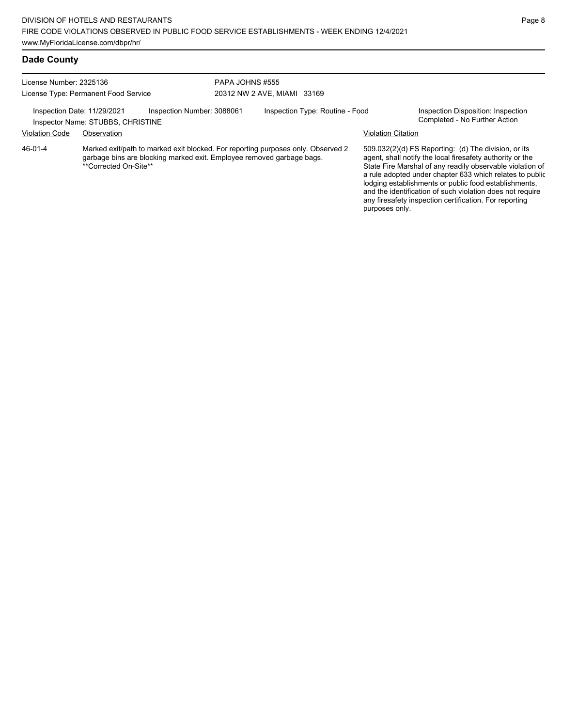## Dade County

License Number: 2325136
License Type: Permanent Food Service

PAPA JOHNS #555
20312 NW 2 AVE, MIAMI 33169

Inspection Date: 11/29/2021 Inspection Number: 3088061 Inspection Type: Routine - Food Inspection Disposition: Inspection Completed - No Further Action
Inspector Name: STUBBS, CHRISTINE

| Violation Code | Observation | Violation Citation |
| --- | --- | --- |
| 46-01-4 | Marked exit/path to marked exit blocked. For reporting purposes only. Observed 2 garbage bins are blocking marked exit. Employee removed garbage bags. **Corrected On-Site** | 509.032(2)(d) FS Reporting: (d) The division, or its agent, shall notify the local firesafety authority or the State Fire Marshal of any readily observable violation of a rule adopted under chapter 633 which relates to public lodging establishments or public food establishments, and the identification of such violation does not require any firesafety inspection certification. For reporting purposes only. |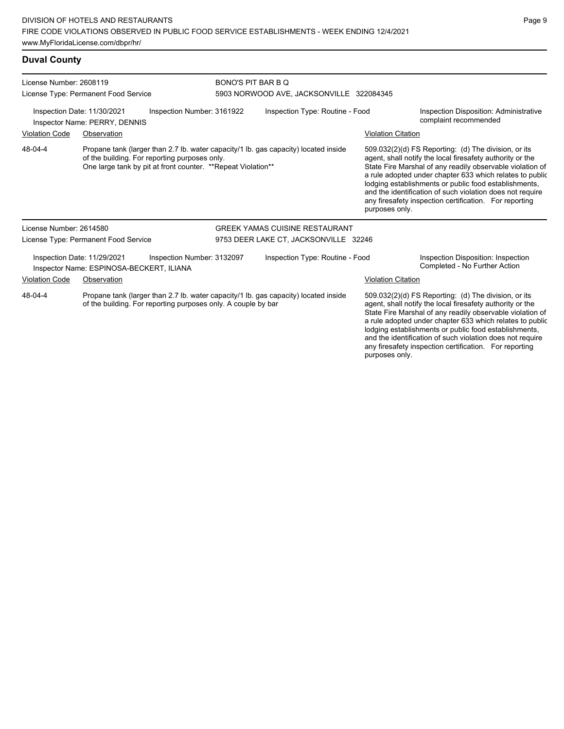## Duval County

**License Number:** 2608119
**License Type:** Permanent Food Service
**BONO'S PIT BAR B Q**
5903 NORWOOD AVE, JACKSONVILLE 322084345

Inspection Date: 11/30/2021
Inspector Name: PERRY, DENNIS
Inspection Number: 3161922
Inspection Type: Routine - Food
Inspection Disposition: Administrative complaint recommended

| Violation Code | Observation | Violation Citation |
| --- | --- | --- |
| 48-04-4 | Propane tank (larger than 2.7 lb. water capacity/1 lb. gas capacity) located inside of the building. For reporting purposes only. One large tank by pit at front counter. **Repeat Violation** | 509.032(2)(d) FS Reporting: (d) The division, or its agent, shall notify the local firesafety authority or the State Fire Marshal of any readily observable violation of a rule adopted under chapter 633 which relates to public lodging establishments or public food establishments, and the identification of such violation does not require any firesafety inspection certification. For reporting purposes only. |

**License Number:** 2614580
**License Type:** Permanent Food Service
**GREEK YAMAS CUISINE RESTAURANT**
9753 DEER LAKE CT, JACKSONVILLE 32246

Inspection Date: 11/29/2021
Inspector Name: ESPINOSA-BECKERT, ILIANA
Inspection Number: 3132097
Inspection Type: Routine - Food
Inspection Disposition: Inspection Completed - No Further Action

| Violation Code | Observation | Violation Citation |
| --- | --- | --- |
| 48-04-4 | Propane tank (larger than 2.7 lb. water capacity/1 lb. gas capacity) located inside of the building. For reporting purposes only. A couple by bar | 509.032(2)(d) FS Reporting: (d) The division, or its agent, shall notify the local firesafety authority or the State Fire Marshal of any readily observable violation of a rule adopted under chapter 633 which relates to public lodging establishments or public food establishments, and the identification of such violation does not require any firesafety inspection certification. For reporting purposes only. |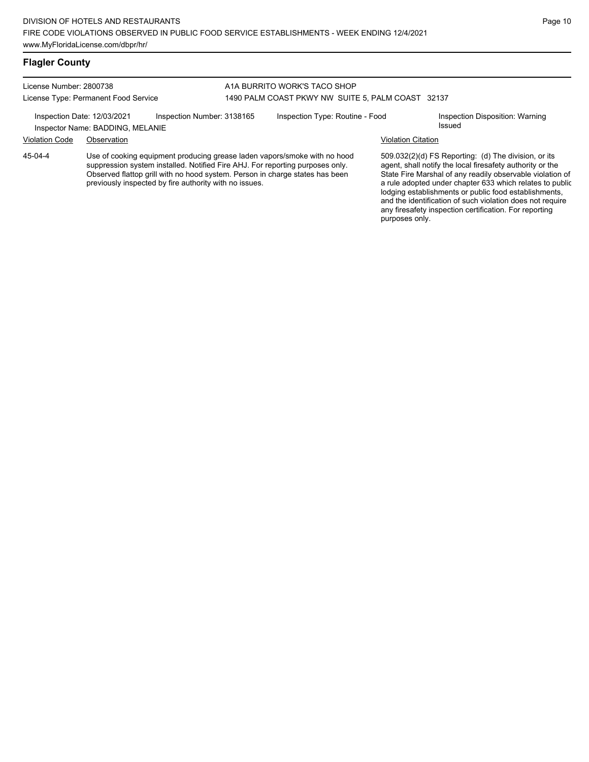## Flagler County

License Number: 2800738
License Type: Permanent Food Service

A1A BURRITO WORK'S TACO SHOP
1490 PALM COAST PKWY NW SUITE 5, PALM COAST 32137

Inspection Date: 12/03/2021
Inspection Number: 3138165
Inspection Type: Routine - Food
Inspection Disposition: Warning Issued
Inspector Name: BADDING, MELANIE

| Violation Code | Observation | Violation Citation |
| --- | --- | --- |
| 45-04-4 | Use of cooking equipment producing grease laden vapors/smoke with no hood suppression system installed. Notified Fire AHJ. For reporting purposes only. Observed flattop grill with no hood system. Person in charge states has been previously inspected by fire authority with no issues. | 509.032(2)(d) FS Reporting: (d) The division, or its agent, shall notify the local firesafety authority or the State Fire Marshal of any readily observable violation of a rule adopted under chapter 633 which relates to public lodging establishments or public food establishments, and the identification of such violation does not require any firesafety inspection certification. For reporting purposes only. |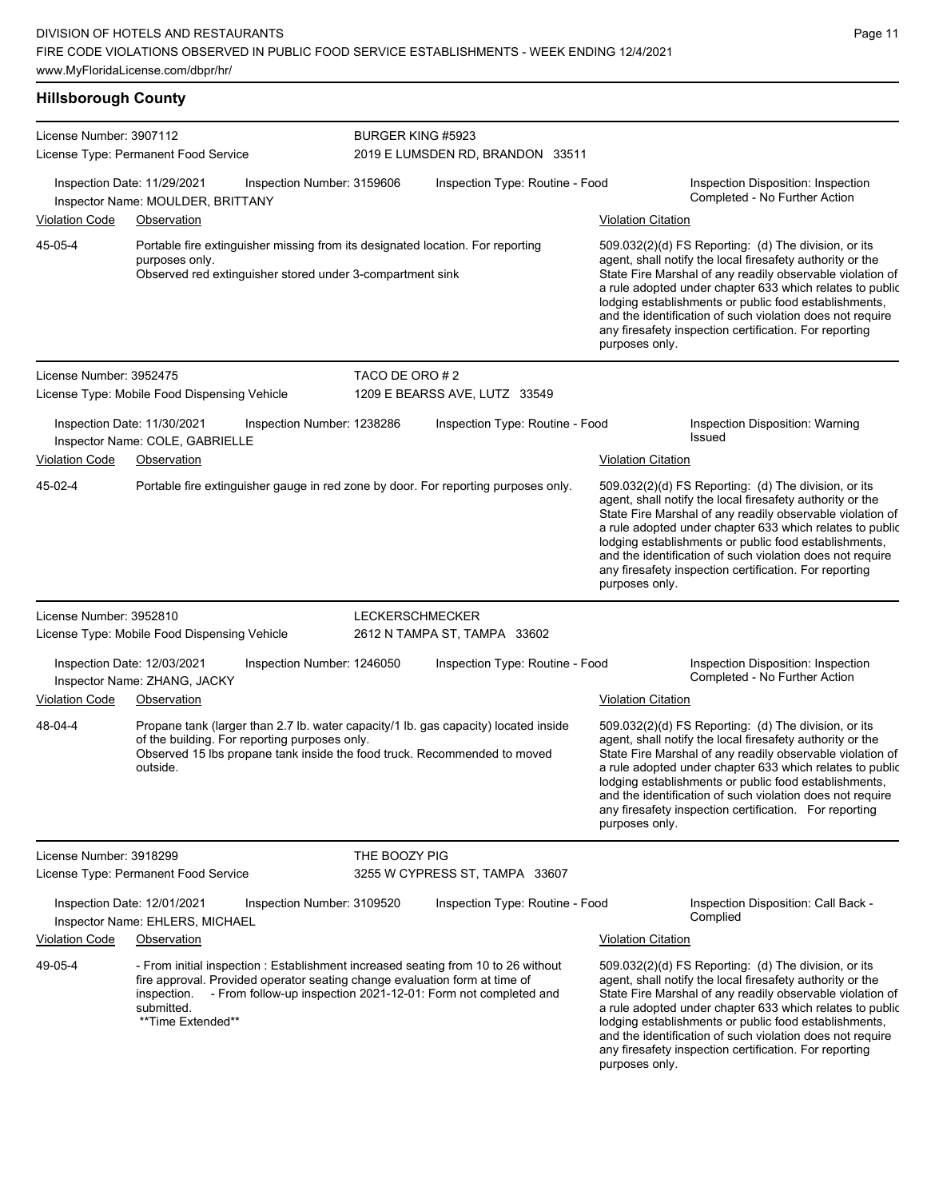## Hillsborough County

**License Number:** 3907112
**License Type:** Permanent Food Service
**BURGER KING #5923**
2019 E LUMSDEN RD, BRANDON 33511

Inspection Date: 11/29/2021 | Inspection Number: 3159606 | Inspection Type: Routine - Food | Inspection Disposition: Inspection Completed - No Further Action
Inspector Name: MOULDER, BRITTANY

| Violation Code | Observation | Violation Citation |
|---|---|---|
| 45-05-4 | Portable fire extinguisher missing from its designated location. For reporting purposes only. Observed red extinguisher stored under 3-compartment sink | 509.032(2)(d) FS Reporting: (d) The division, or its agent, shall notify the local firesafety authority or the State Fire Marshal of any readily observable violation of a rule adopted under chapter 633 which relates to public lodging establishments or public food establishments, and the identification of such violation does not require any firesafety inspection certification. For reporting purposes only. |

**License Number:** 3952475
**License Type:** Mobile Food Dispensing Vehicle
**TACO DE ORO # 2**
1209 E BEARSS AVE, LUTZ 33549

Inspection Date: 11/30/2021 | Inspection Number: 1238286 | Inspection Type: Routine - Food | Inspection Disposition: Warning Issued
Inspector Name: COLE, GABRIELLE

| Violation Code | Observation | Violation Citation |
|---|---|---|
| 45-02-4 | Portable fire extinguisher gauge in red zone by door. For reporting purposes only. | 509.032(2)(d) FS Reporting: (d) The division, or its agent, shall notify the local firesafety authority or the State Fire Marshal of any readily observable violation of a rule adopted under chapter 633 which relates to public lodging establishments or public food establishments, and the identification of such violation does not require any firesafety inspection certification. For reporting purposes only. |

**License Number:** 3952810
**License Type:** Mobile Food Dispensing Vehicle
**LECKERSCHMECKER**
2612 N TAMPA ST, TAMPA 33602

Inspection Date: 12/03/2021 | Inspection Number: 1246050 | Inspection Type: Routine - Food | Inspection Disposition: Inspection Completed - No Further Action
Inspector Name: ZHANG, JACKY

| Violation Code | Observation | Violation Citation |
|---|---|---|
| 48-04-4 | Propane tank (larger than 2.7 lb. water capacity/1 lb. gas capacity) located inside of the building. For reporting purposes only. Observed 15 lbs propane tank inside the food truck. Recommended to moved outside. | 509.032(2)(d) FS Reporting: (d) The division, or its agent, shall notify the local firesafety authority or the State Fire Marshal of any readily observable violation of a rule adopted under chapter 633 which relates to public lodging establishments or public food establishments, and the identification of such violation does not require any firesafety inspection certification. For reporting purposes only. |

**License Number:** 3918299
**License Type:** Permanent Food Service
**THE BOOZY PIG**
3255 W CYPRESS ST, TAMPA 33607

Inspection Date: 12/01/2021 | Inspection Number: 3109520 | Inspection Type: Routine - Food | Inspection Disposition: Call Back - Complied
Inspector Name: EHLERS, MICHAEL

| Violation Code | Observation | Violation Citation |
|---|---|---|
| 49-05-4 | - From initial inspection : Establishment increased seating from 10 to 26 without fire approval. Provided operator seating change evaluation form at time of inspection. - From follow-up inspection 2021-12-01: Form not completed and submitted. **Time Extended** | 509.032(2)(d) FS Reporting: (d) The division, or its agent, shall notify the local firesafety authority or the State Fire Marshal of any readily observable violation of a rule adopted under chapter 633 which relates to public lodging establishments or public food establishments, and the identification of such violation does not require any firesafety inspection certification. For reporting purposes only. |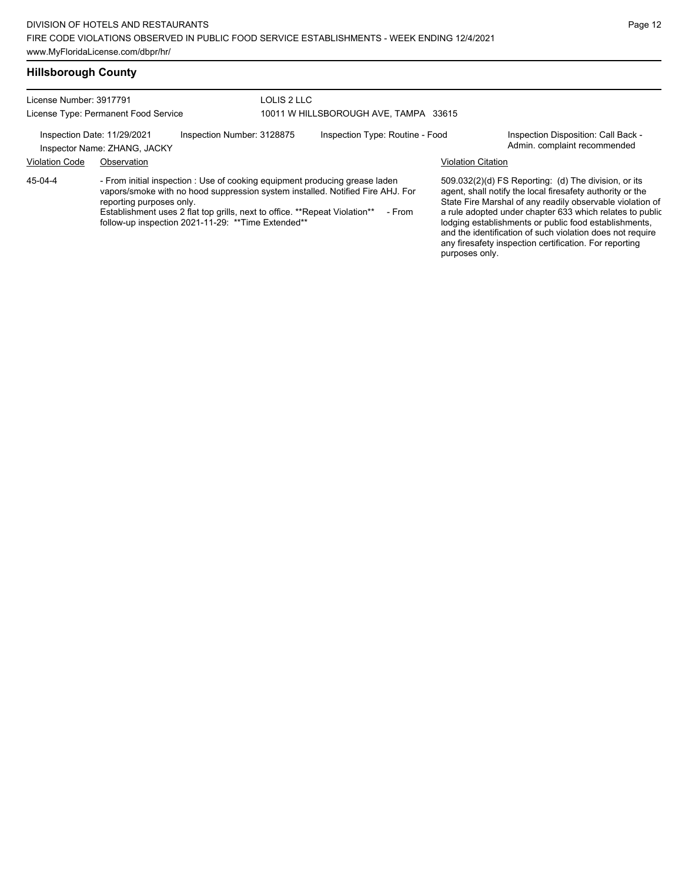## Hillsborough County

License Number: 3917791
License Type: Permanent Food Service

LOLIS 2 LLC
10011 W HILLSBOROUGH AVE, TAMPA 33615

Inspection Date: 11/29/2021
Inspector Name: ZHANG, JACKY
Inspection Number: 3128875
Inspection Type: Routine - Food
Inspection Disposition: Call Back - Admin. complaint recommended

| Violation Code | Observation | Violation Citation |
|---|---|---|
| 45-04-4 | - From initial inspection : Use of cooking equipment producing grease laden vapors/smoke with no hood suppression system installed. Notified Fire AHJ. For reporting purposes only. Establishment uses 2 flat top grills, next to office. **Repeat Violation** - From follow-up inspection 2021-11-29: **Time Extended** | 509.032(2)(d) FS Reporting: (d) The division, or its agent, shall notify the local firesafety authority or the State Fire Marshal of any readily observable violation of a rule adopted under chapter 633 which relates to public lodging establishments or public food establishments, and the identification of such violation does not require any firesafety inspection certification. For reporting purposes only. |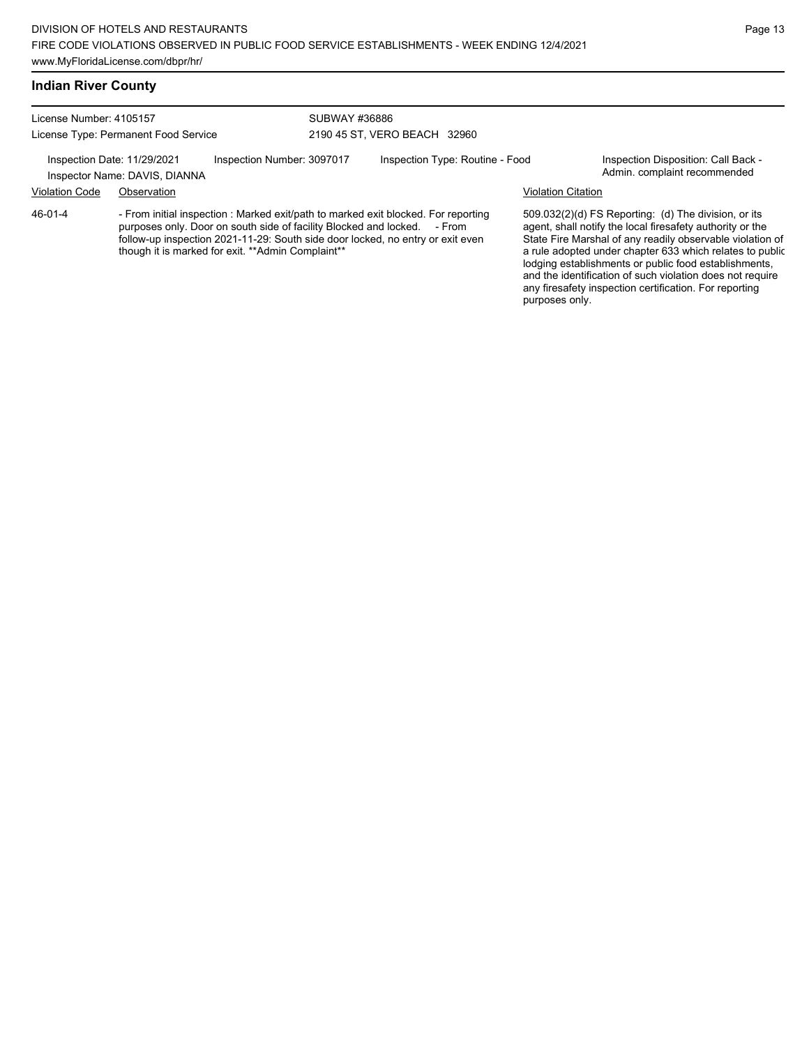## Indian River County

License Number: 4105157
License Type: Permanent Food Service

SUBWAY #36886
2190 45 ST, VERO BEACH 32960

Inspection Date: 11/29/2021
Inspector Name: DAVIS, DIANNA

Inspection Number: 3097017

Inspection Type: Routine - Food

Inspection Disposition: Call Back - Admin. complaint recommended

| Violation Code | Observation | Violation Citation |
| --- | --- | --- |
| 46-01-4 | - From initial inspection : Marked exit/path to marked exit blocked. For reporting purposes only. Door on south side of facility Blocked and locked. - From follow-up inspection 2021-11-29: South side door locked, no entry or exit even though it is marked for exit. **Admin Complaint** | 509.032(2)(d) FS Reporting: (d) The division, or its agent, shall notify the local firesafety authority or the State Fire Marshal of any readily observable violation of a rule adopted under chapter 633 which relates to public lodging establishments or public food establishments, and the identification of such violation does not require any firesafety inspection certification. For reporting purposes only. |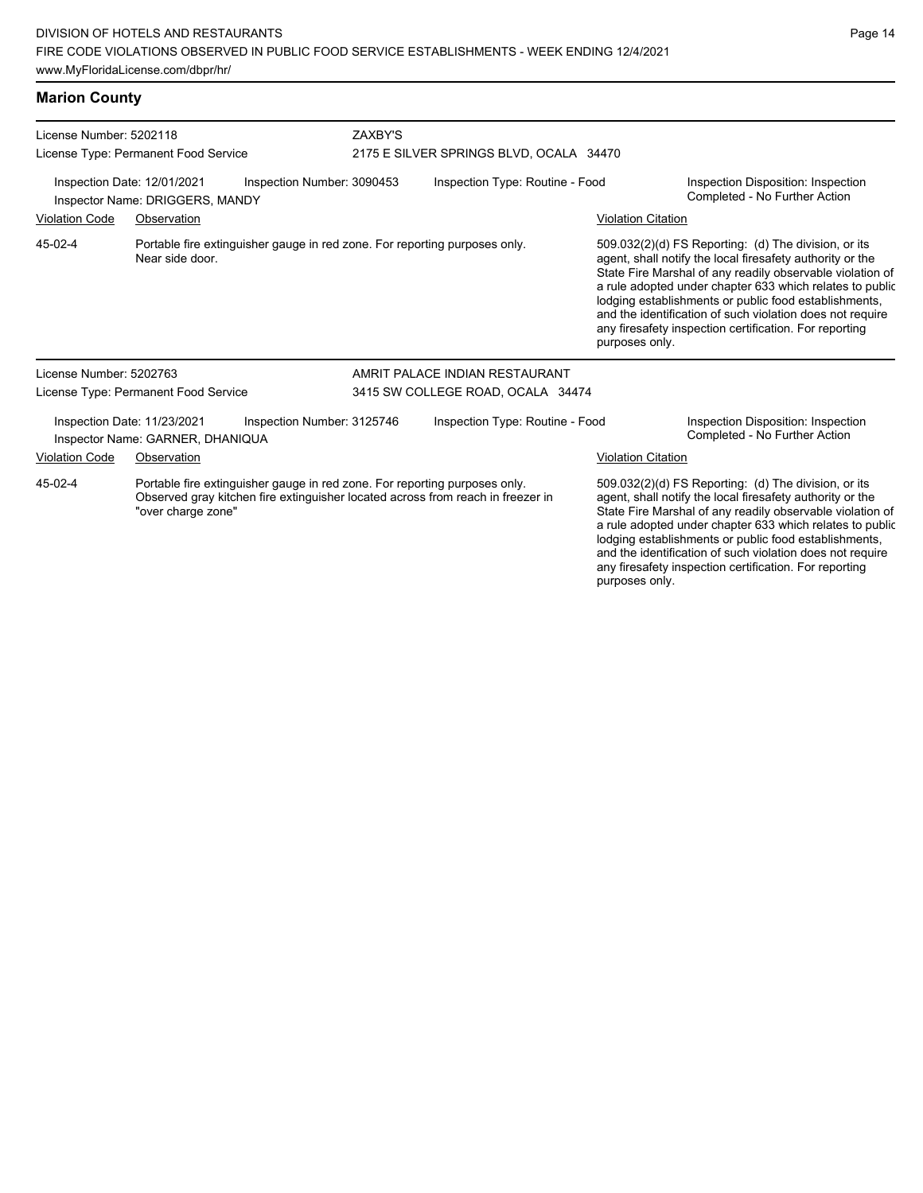## Marion County

**License Number:** 5202118
**License Type:** Permanent Food Service

**ZAXBY'S**
2175 E SILVER SPRINGS BLVD, OCALA 34470

Inspection Date: 12/01/2021 | Inspection Number: 3090453 | Inspection Type: Routine - Food | Inspection Disposition: Inspection Completed - No Further Action

Inspector Name: DRIGGERS, MANDY

| Violation Code | Observation | Violation Citation |
| --- | --- | --- |
| 45-02-4 | Portable fire extinguisher gauge in red zone. For reporting purposes only. Near side door. | 509.032(2)(d) FS Reporting: (d) The division, or its agent, shall notify the local firesafety authority or the State Fire Marshal of any readily observable violation of a rule adopted under chapter 633 which relates to public lodging establishments or public food establishments, and the identification of such violation does not require any firesafety inspection certification. For reporting purposes only. |

**License Number:** 5202763
**License Type:** Permanent Food Service

**AMRIT PALACE INDIAN RESTAURANT**
3415 SW COLLEGE ROAD, OCALA 34474

Inspection Date: 11/23/2021 | Inspection Number: 3125746 | Inspection Type: Routine - Food | Inspection Disposition: Inspection Completed - No Further Action

Inspector Name: GARNER, DHANIQUA

| Violation Code | Observation | Violation Citation |
| --- | --- | --- |
| 45-02-4 | Portable fire extinguisher gauge in red zone. For reporting purposes only. Observed gray kitchen fire extinguisher located across from reach in freezer in "over charge zone" | 509.032(2)(d) FS Reporting: (d) The division, or its agent, shall notify the local firesafety authority or the State Fire Marshal of any readily observable violation of a rule adopted under chapter 633 which relates to public lodging establishments or public food establishments, and the identification of such violation does not require any firesafety inspection certification. For reporting purposes only. |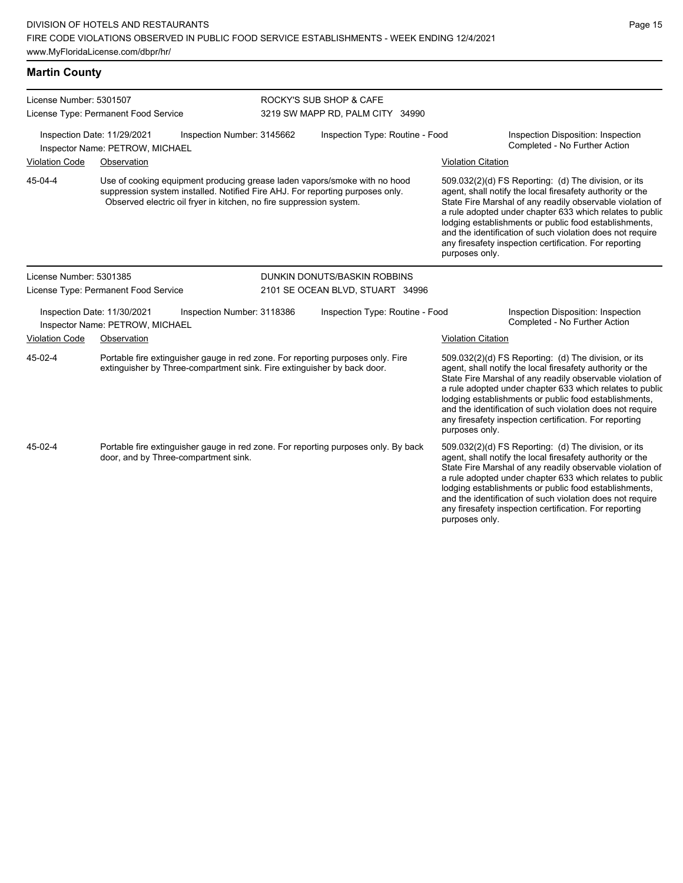## Martin County

**License Number:** 5301507
**License Type:** Permanent Food Service

**ROCKY'S SUB SHOP & CAFE**
3219 SW MAPP RD, PALM CITY 34990

Inspection Date: 11/29/2021 | Inspection Number: 3145662 | Inspection Type: Routine - Food | Inspection Disposition: Inspection Completed - No Further Action
Inspector Name: PETROW, MICHAEL

| Violation Code | Observation | Violation Citation |
|---|---|---|
| 45-04-4 | Use of cooking equipment producing grease laden vapors/smoke with no hood suppression system installed. Notified Fire AHJ. For reporting purposes only. Observed electric oil fryer in kitchen, no fire suppression system. | 509.032(2)(d) FS Reporting: (d) The division, or its agent, shall notify the local firesafety authority or the State Fire Marshal of any readily observable violation of a rule adopted under chapter 633 which relates to public lodging establishments or public food establishments, and the identification of such violation does not require any firesafety inspection certification. For reporting purposes only. |

**License Number:** 5301385
**License Type:** Permanent Food Service

**DUNKIN DONUTS/BASKIN ROBBINS**
2101 SE OCEAN BLVD, STUART 34996

Inspection Date: 11/30/2021 | Inspection Number: 3118386 | Inspection Type: Routine - Food | Inspection Disposition: Inspection Completed - No Further Action
Inspector Name: PETROW, MICHAEL

| Violation Code | Observation | Violation Citation |
|---|---|---|
| 45-02-4 | Portable fire extinguisher gauge in red zone. For reporting purposes only. Fire extinguisher by Three-compartment sink. Fire extinguisher by back door. | 509.032(2)(d) FS Reporting: (d) The division, or its agent, shall notify the local firesafety authority or the State Fire Marshal of any readily observable violation of a rule adopted under chapter 633 which relates to public lodging establishments or public food establishments, and the identification of such violation does not require any firesafety inspection certification. For reporting purposes only. |
| 45-02-4 | Portable fire extinguisher gauge in red zone. For reporting purposes only. By back door, and by Three-compartment sink. | 509.032(2)(d) FS Reporting: (d) The division, or its agent, shall notify the local firesafety authority or the State Fire Marshal of any readily observable violation of a rule adopted under chapter 633 which relates to public lodging establishments or public food establishments, and the identification of such violation does not require any firesafety inspection certification. For reporting purposes only. |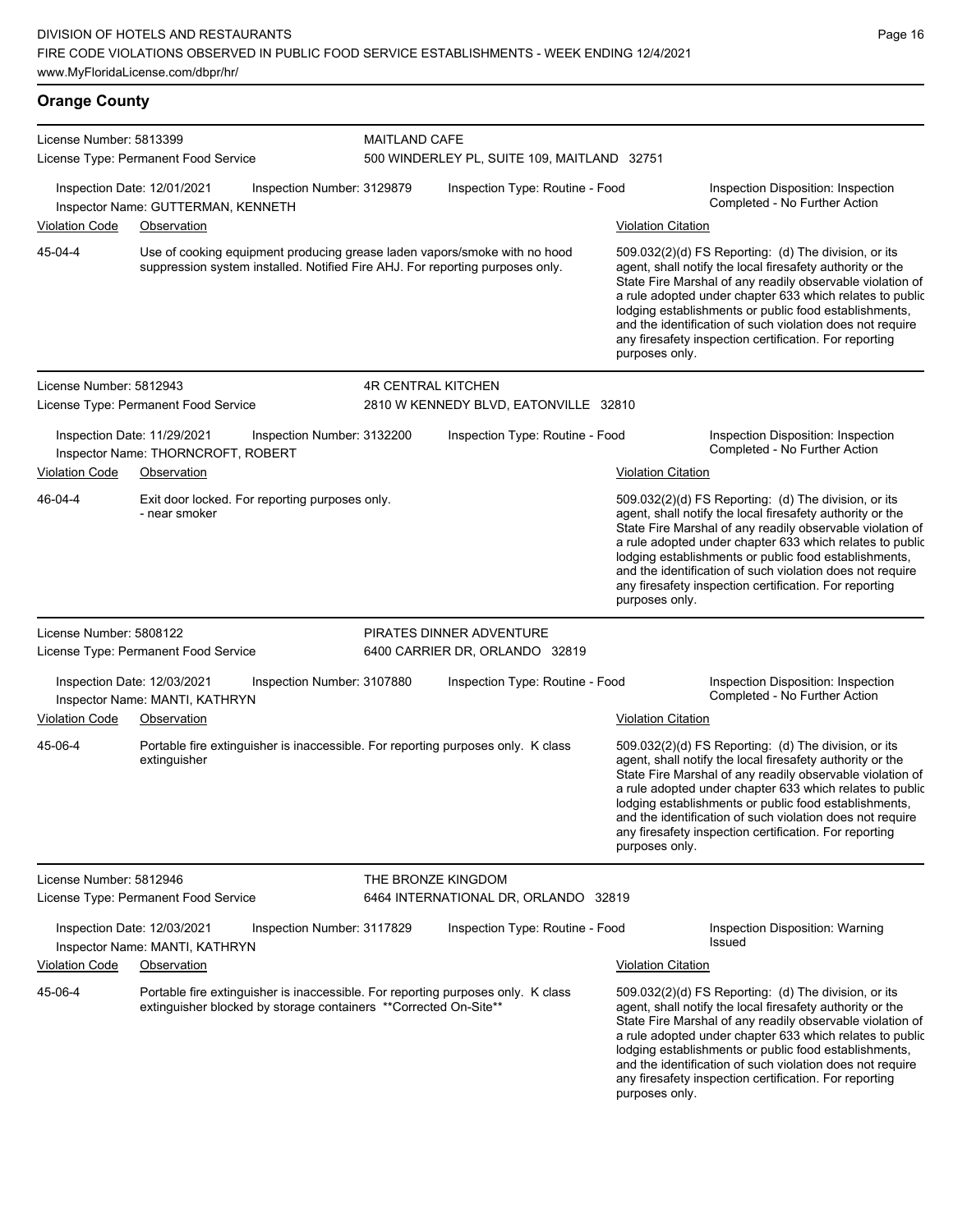## Orange County

**License Number:** 5813399
**License Type:** Permanent Food Service
**MAITLAND CAFE**
500 WINDERLEY PL, SUITE 109, MAITLAND 32751

Inspection Date: 12/01/2021 | Inspection Number: 3129879 | Inspection Type: Routine - Food | Inspection Disposition: Inspection Completed - No Further Action
Inspector Name: GUTTERMAN, KENNETH

| Violation Code | Observation | Violation Citation |
|---|---|---|
| 45-04-4 | Use of cooking equipment producing grease laden vapors/smoke with no hood suppression system installed. Notified Fire AHJ. For reporting purposes only. | 509.032(2)(d) FS Reporting: (d) The division, or its agent, shall notify the local firesafety authority or the State Fire Marshal of any readily observable violation of a rule adopted under chapter 633 which relates to public lodging establishments or public food establishments, and the identification of such violation does not require any firesafety inspection certification. For reporting purposes only. |

**License Number:** 5812943
**License Type:** Permanent Food Service
**4R CENTRAL KITCHEN**
2810 W KENNEDY BLVD, EATONVILLE 32810

Inspection Date: 11/29/2021 | Inspection Number: 3132200 | Inspection Type: Routine - Food | Inspection Disposition: Inspection Completed - No Further Action
Inspector Name: THORNCROFT, ROBERT

| Violation Code | Observation | Violation Citation |
|---|---|---|
| 46-04-4 | Exit door locked. For reporting purposes only. - near smoker | 509.032(2)(d) FS Reporting: (d) The division, or its agent, shall notify the local firesafety authority or the State Fire Marshal of any readily observable violation of a rule adopted under chapter 633 which relates to public lodging establishments or public food establishments, and the identification of such violation does not require any firesafety inspection certification. For reporting purposes only. |

**License Number:** 5808122
**License Type:** Permanent Food Service
**PIRATES DINNER ADVENTURE**
6400 CARRIER DR, ORLANDO 32819

Inspection Date: 12/03/2021 | Inspection Number: 3107880 | Inspection Type: Routine - Food | Inspection Disposition: Inspection Completed - No Further Action
Inspector Name: MANTI, KATHRYN

| Violation Code | Observation | Violation Citation |
|---|---|---|
| 45-06-4 | Portable fire extinguisher is inaccessible. For reporting purposes only. K class extinguisher | 509.032(2)(d) FS Reporting: (d) The division, or its agent, shall notify the local firesafety authority or the State Fire Marshal of any readily observable violation of a rule adopted under chapter 633 which relates to public lodging establishments or public food establishments, and the identification of such violation does not require any firesafety inspection certification. For reporting purposes only. |

**License Number:** 5812946
**License Type:** Permanent Food Service
**THE BRONZE KINGDOM**
6464 INTERNATIONAL DR, ORLANDO 32819

Inspection Date: 12/03/2021 | Inspection Number: 3117829 | Inspection Type: Routine - Food | Inspection Disposition: Warning Issued
Inspector Name: MANTI, KATHRYN

| Violation Code | Observation | Violation Citation |
|---|---|---|
| 45-06-4 | Portable fire extinguisher is inaccessible. For reporting purposes only. K class extinguisher blocked by storage containers **Corrected On-Site** | 509.032(2)(d) FS Reporting: (d) The division, or its agent, shall notify the local firesafety authority or the State Fire Marshal of any readily observable violation of a rule adopted under chapter 633 which relates to public lodging establishments or public food establishments, and the identification of such violation does not require any firesafety inspection certification. For reporting purposes only. |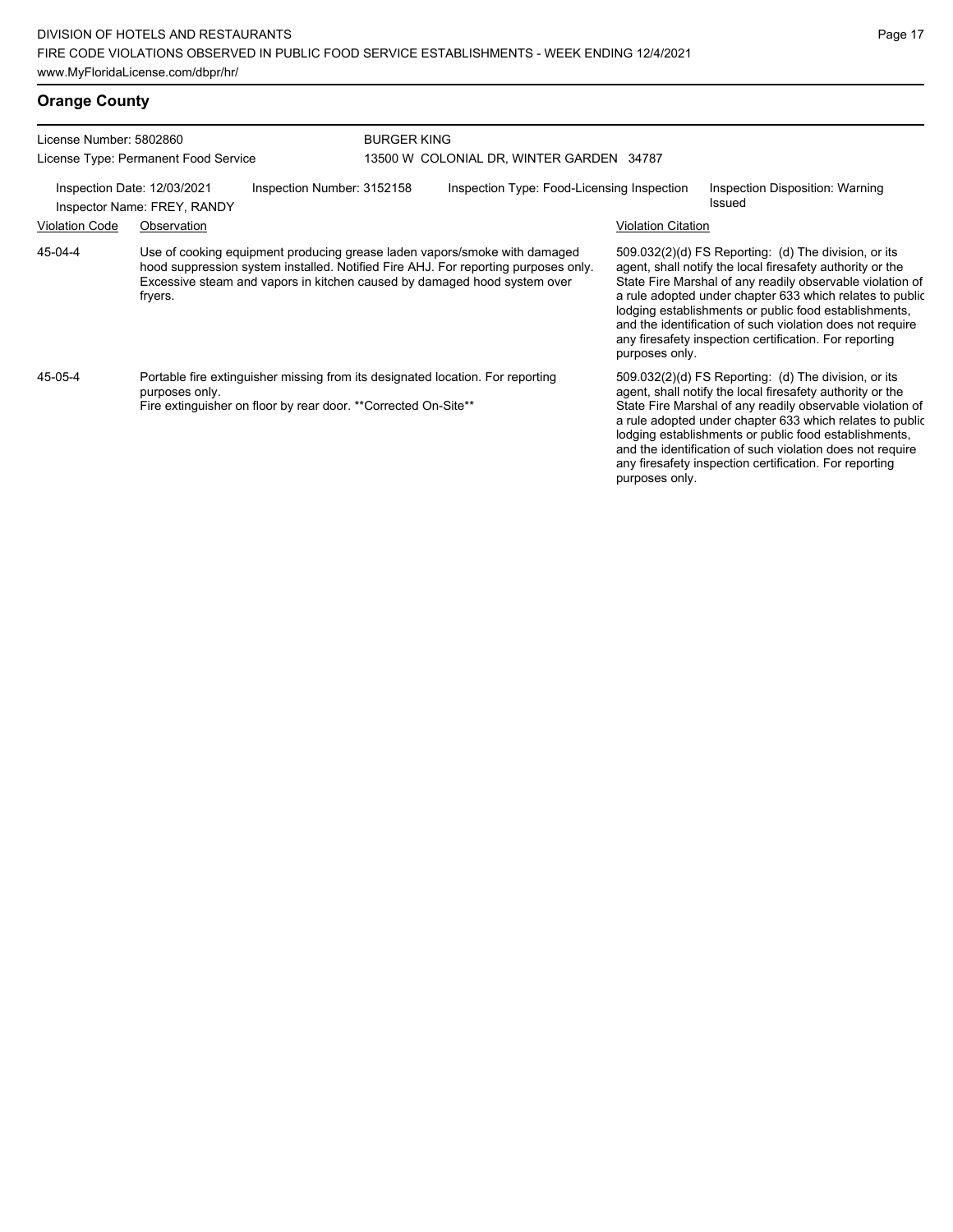## Orange County

License Number: 5802860

License Type: Permanent Food Service

BURGER KING

13500 W COLONIAL DR, WINTER GARDEN 34787

Inspection Date: 12/03/2021

Inspector Name: FREY, RANDY

Inspection Number: 3152158

Inspection Type: Food-Licensing Inspection

Inspection Disposition: Warning Issued

| Violation Code | Observation | Violation Citation |
|---|---|---|
| 45-04-4 | Use of cooking equipment producing grease laden vapors/smoke with damaged hood suppression system installed. Notified Fire AHJ. For reporting purposes only. Excessive steam and vapors in kitchen caused by damaged hood system over fryers. | 509.032(2)(d) FS Reporting: (d) The division, or its agent, shall notify the local firesafety authority or the State Fire Marshal of any readily observable violation of a rule adopted under chapter 633 which relates to public lodging establishments or public food establishments, and the identification of such violation does not require any firesafety inspection certification. For reporting purposes only. |
| 45-05-4 | Portable fire extinguisher missing from its designated location. For reporting purposes only. Fire extinguisher on floor by rear door. **Corrected On-Site** | 509.032(2)(d) FS Reporting: (d) The division, or its agent, shall notify the local firesafety authority or the State Fire Marshal of any readily observable violation of a rule adopted under chapter 633 which relates to public lodging establishments or public food establishments, and the identification of such violation does not require any firesafety inspection certification. For reporting purposes only. |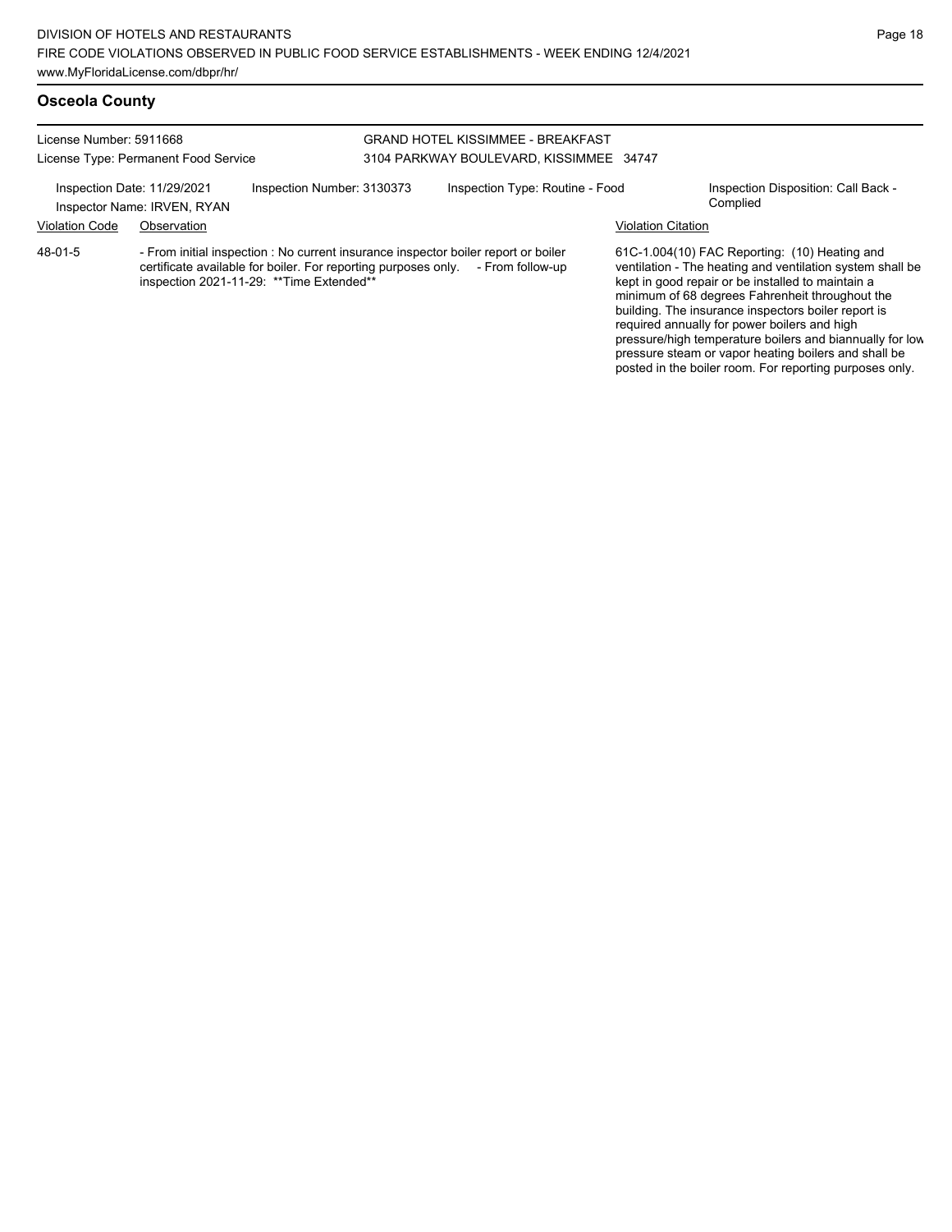## Osceola County

License Number: 5911668
License Type: Permanent Food Service

GRAND HOTEL KISSIMMEE - BREAKFAST
3104 PARKWAY BOULEVARD, KISSIMMEE 34747

Inspection Date: 11/29/2021
Inspector Name: IRVEN, RYAN
Inspection Number: 3130373
Inspection Type: Routine - Food
Inspection Disposition: Call Back - Complied

| Violation Code | Observation | Violation Citation |
| --- | --- | --- |
| 48-01-5 | - From initial inspection : No current insurance inspector boiler report or boiler certificate available for boiler. For reporting purposes only. - From follow-up inspection 2021-11-29: **Time Extended** | 61C-1.004(10) FAC Reporting: (10) Heating and ventilation - The heating and ventilation system shall be kept in good repair or be installed to maintain a minimum of 68 degrees Fahrenheit throughout the building. The insurance inspectors boiler report is required annually for power boilers and high pressure/high temperature boilers and biannually for low pressure steam or vapor heating boilers and shall be posted in the boiler room. For reporting purposes only. |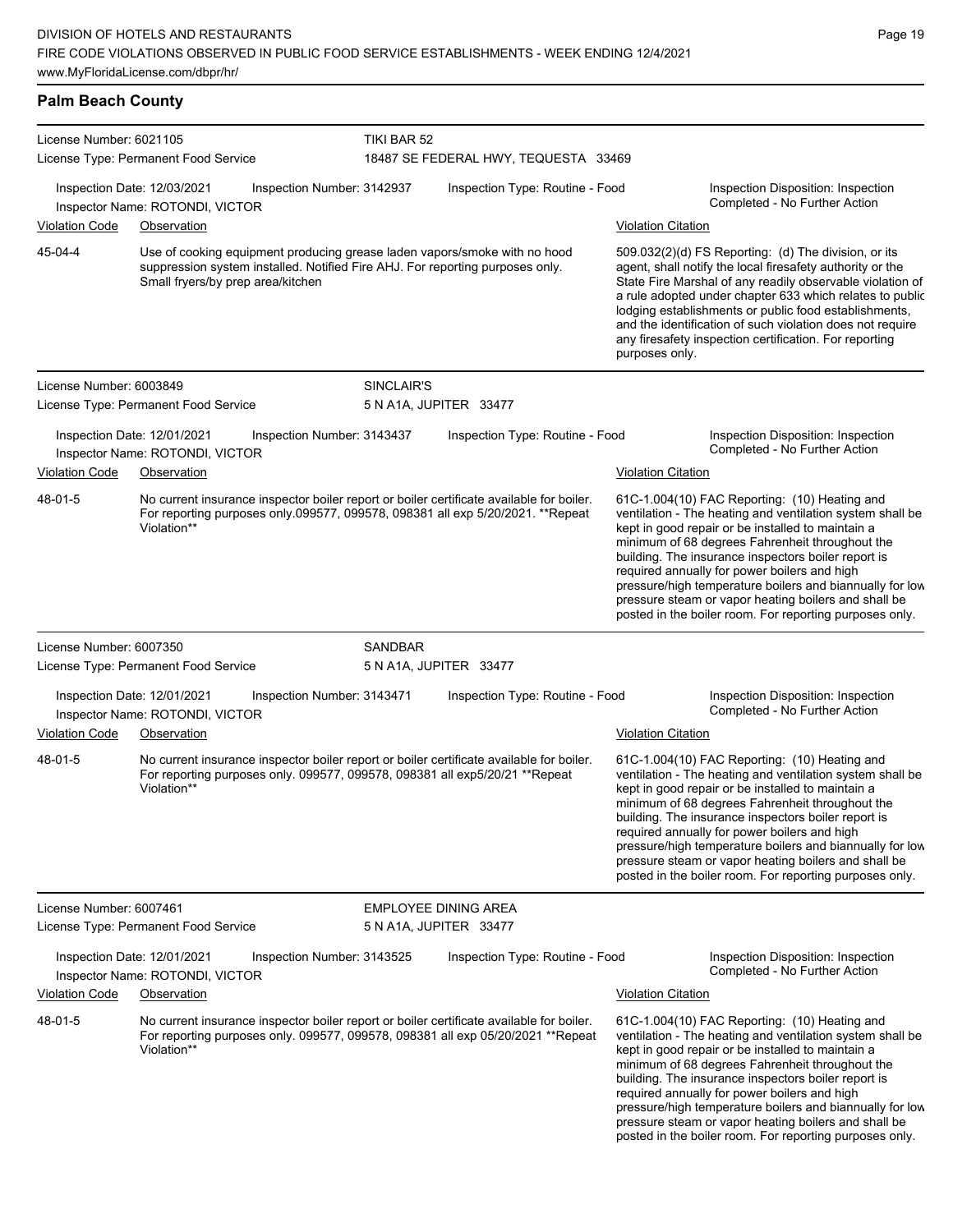## Palm Beach County

**License Number:** 6021105
**License Type:** Permanent Food Service
**TIKI BAR 52**
18487 SE FEDERAL HWY, TEQUESTA 33469

Inspection Date: 12/03/2021 | Inspection Number: 3142937 | Inspection Type: Routine - Food | Inspection Disposition: Inspection Completed - No Further Action
Inspector Name: ROTONDI, VICTOR

| Violation Code | Observation | Violation Citation |
|---|---|---|
| 45-04-4 | Use of cooking equipment producing grease laden vapors/smoke with no hood suppression system installed. Notified Fire AHJ. For reporting purposes only. Small fryers/by prep area/kitchen | 509.032(2)(d) FS Reporting: (d) The division, or its agent, shall notify the local firesafety authority or the State Fire Marshal of any readily observable violation of a rule adopted under chapter 633 which relates to public lodging establishments or public food establishments, and the identification of such violation does not require any firesafety inspection certification. For reporting purposes only. |

---

**License Number:** 6003849
**License Type:** Permanent Food Service
**SINCLAIR'S**
5 N A1A, JUPITER 33477

Inspection Date: 12/01/2021 | Inspection Number: 3143437 | Inspection Type: Routine - Food | Inspection Disposition: Inspection Completed - No Further Action
Inspector Name: ROTONDI, VICTOR

| Violation Code | Observation | Violation Citation |
|---|---|---|
| 48-01-5 | No current insurance inspector boiler report or boiler certificate available for boiler. For reporting purposes only.099577, 099578, 098381 all exp 5/20/2021. **Repeat Violation** | 61C-1.004(10) FAC Reporting: (10) Heating and ventilation - The heating and ventilation system shall be kept in good repair or be installed to maintain a minimum of 68 degrees Fahrenheit throughout the building. The insurance inspectors boiler report is required annually for power boilers and high pressure/high temperature boilers and biannually for low pressure steam or vapor heating boilers and shall be posted in the boiler room. For reporting purposes only. |

---

**License Number:** 6007350
**License Type:** Permanent Food Service
**SANDBAR**
5 N A1A, JUPITER 33477

Inspection Date: 12/01/2021 | Inspection Number: 3143471 | Inspection Type: Routine - Food | Inspection Disposition: Inspection Completed - No Further Action
Inspector Name: ROTONDI, VICTOR

| Violation Code | Observation | Violation Citation |
|---|---|---|
| 48-01-5 | No current insurance inspector boiler report or boiler certificate available for boiler. For reporting purposes only. 099577, 099578, 098381 all exp5/20/21 **Repeat Violation** | 61C-1.004(10) FAC Reporting: (10) Heating and ventilation - The heating and ventilation system shall be kept in good repair or be installed to maintain a minimum of 68 degrees Fahrenheit throughout the building. The insurance inspectors boiler report is required annually for power boilers and high pressure/high temperature boilers and biannually for low pressure steam or vapor heating boilers and shall be posted in the boiler room. For reporting purposes only. |

---

**License Number:** 6007461
**License Type:** Permanent Food Service
**EMPLOYEE DINING AREA**
5 N A1A, JUPITER 33477

Inspection Date: 12/01/2021 | Inspection Number: 3143525 | Inspection Type: Routine - Food | Inspection Disposition: Inspection Completed - No Further Action
Inspector Name: ROTONDI, VICTOR

| Violation Code | Observation | Violation Citation |
|---|---|---|
| 48-01-5 | No current insurance inspector boiler report or boiler certificate available for boiler. For reporting purposes only. 099577, 099578, 098381 all exp 05/20/2021 **Repeat Violation** | 61C-1.004(10) FAC Reporting: (10) Heating and ventilation - The heating and ventilation system shall be kept in good repair or be installed to maintain a minimum of 68 degrees Fahrenheit throughout the building. The insurance inspectors boiler report is required annually for power boilers and high pressure/high temperature boilers and biannually for low pressure steam or vapor heating boilers and shall be posted in the boiler room. For reporting purposes only. |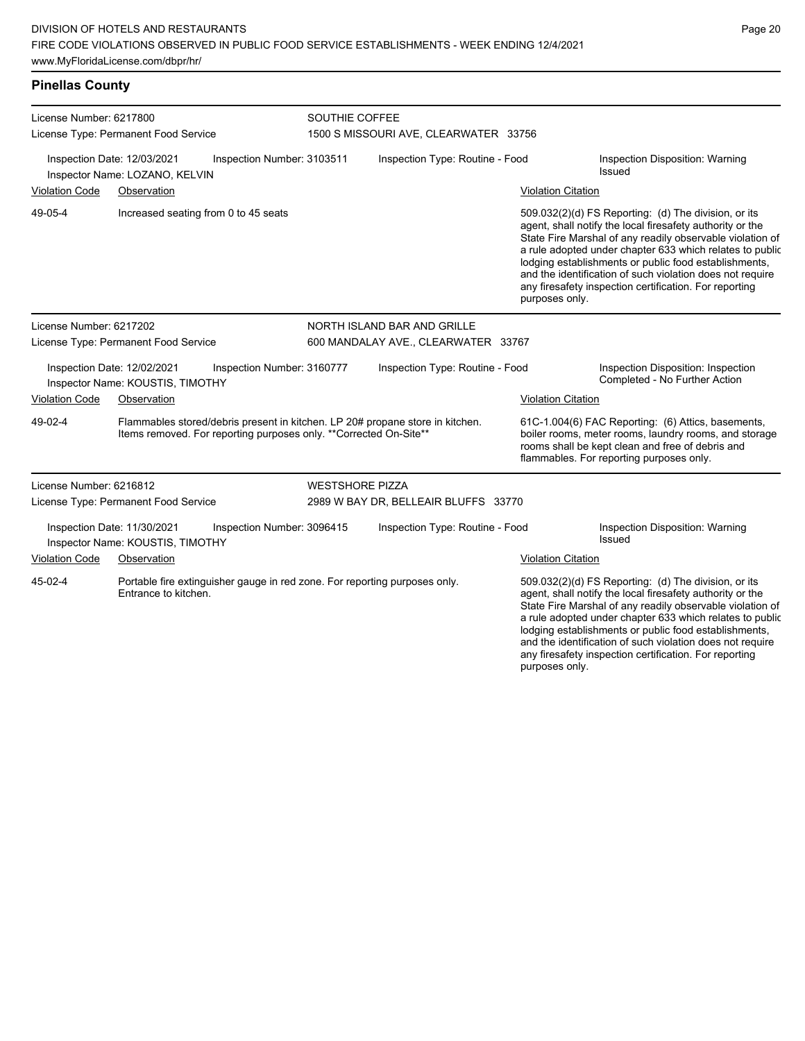## Pinellas County

License Number: 6217800
License Type: Permanent Food Service

SOUTHIE COFFEE
1500 S MISSOURI AVE, CLEARWATER 33756

Inspection Date: 12/03/2021
Inspection Number: 3103511
Inspection Type: Routine - Food
Inspection Disposition: Warning Issued
Inspector Name: LOZANO, KELVIN

| Violation Code | Observation | Violation Citation |
|---|---|---|
| 49-05-4 | Increased seating from 0 to 45 seats | 509.032(2)(d) FS Reporting: (d) The division, or its agent, shall notify the local firesafety authority or the State Fire Marshal of any readily observable violation of a rule adopted under chapter 633 which relates to public lodging establishments or public food establishments, and the identification of such violation does not require any firesafety inspection certification. For reporting purposes only. |

License Number: 6217202
License Type: Permanent Food Service

NORTH ISLAND BAR AND GRILLE
600 MANDALAY AVE., CLEARWATER 33767

Inspection Date: 12/02/2021
Inspection Number: 3160777
Inspection Type: Routine - Food
Inspection Disposition: Inspection Completed - No Further Action
Inspector Name: KOUSTIS, TIMOTHY

| Violation Code | Observation | Violation Citation |
|---|---|---|
| 49-02-4 | Flammables stored/debris present in kitchen. LP 20# propane store in kitchen. Items removed. For reporting purposes only. **Corrected On-Site** | 61C-1.004(6) FAC Reporting: (6) Attics, basements, boiler rooms, meter rooms, laundry rooms, and storage rooms shall be kept clean and free of debris and flammables. For reporting purposes only. |

License Number: 6216812
License Type: Permanent Food Service

WESTSHORE PIZZA
2989 W BAY DR, BELLEAIR BLUFFS 33770

Inspection Date: 11/30/2021
Inspection Number: 3096415
Inspection Type: Routine - Food
Inspection Disposition: Warning Issued
Inspector Name: KOUSTIS, TIMOTHY

| Violation Code | Observation | Violation Citation |
|---|---|---|
| 45-02-4 | Portable fire extinguisher gauge in red zone. For reporting purposes only. Entrance to kitchen. | 509.032(2)(d) FS Reporting: (d) The division, or its agent, shall notify the local firesafety authority or the State Fire Marshal of any readily observable violation of a rule adopted under chapter 633 which relates to public lodging establishments or public food establishments, and the identification of such violation does not require any firesafety inspection certification. For reporting purposes only. |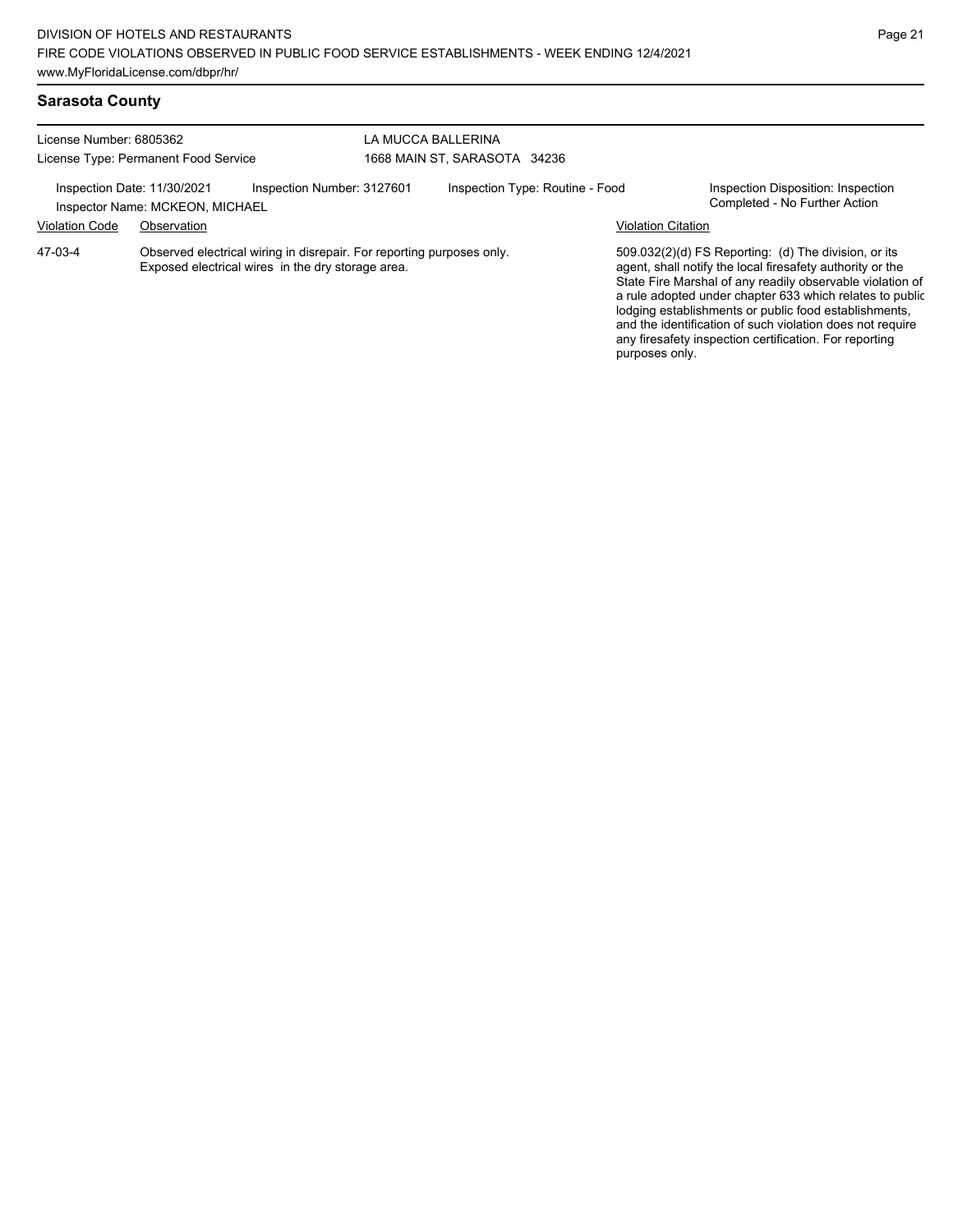## Sarasota County

License Number: 6805362
License Type: Permanent Food Service

LA MUCCA BALLERINA
1668 MAIN ST, SARASOTA 34236

Inspection Date: 11/30/2021
Inspector Name: MCKEON, MICHAEL
Inspection Number: 3127601
Inspection Type: Routine - Food
Inspection Disposition: Inspection Completed - No Further Action

| Violation Code | Observation | Violation Citation |
| --- | --- | --- |
| 47-03-4 | Observed electrical wiring in disrepair. For reporting purposes only. Exposed electrical wires in the dry storage area. | 509.032(2)(d) FS Reporting: (d) The division, or its agent, shall notify the local firesafety authority or the State Fire Marshal of any readily observable violation of a rule adopted under chapter 633 which relates to public lodging establishments or public food establishments, and the identification of such violation does not require any firesafety inspection certification. For reporting purposes only. |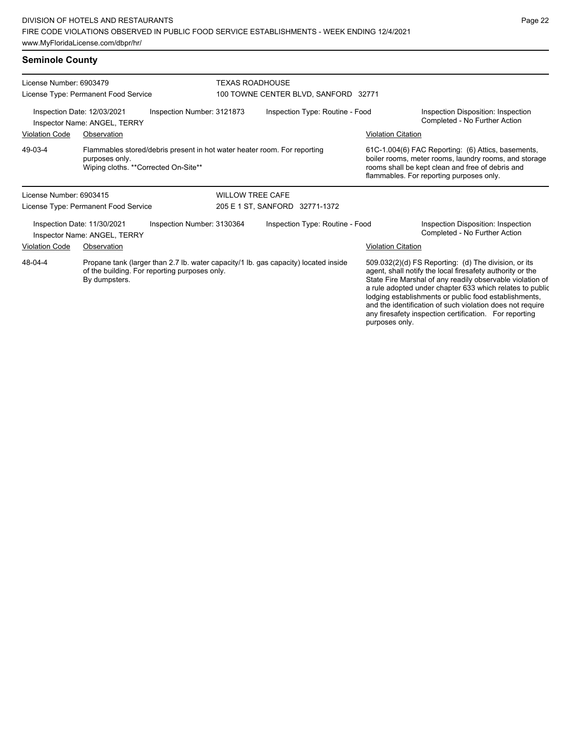## Seminole County

**License Number:** 6903479
**License Type:** Permanent Food Service

**TEXAS ROADHOUSE**
100 TOWNE CENTER BLVD, SANFORD 32771

Inspection Date: 12/03/2021
Inspector Name: ANGEL, TERRY
Inspection Number: 3121873
Inspection Type: Routine - Food
Inspection Disposition: Inspection Completed - No Further Action

| Violation Code | Observation | Violation Citation |
|---|---|---|
| 49-03-4 | Flammables stored/debris present in hot water heater room. For reporting purposes only. Wiping cloths. **Corrected On-Site** | 61C-1.004(6) FAC Reporting: (6) Attics, basements, boiler rooms, meter rooms, laundry rooms, and storage rooms shall be kept clean and free of debris and flammables. For reporting purposes only. |

**License Number:** 6903415
**License Type:** Permanent Food Service

**WILLOW TREE CAFE**
205 E 1 ST, SANFORD 32771-1372

Inspection Date: 11/30/2021
Inspector Name: ANGEL, TERRY
Inspection Number: 3130364
Inspection Type: Routine - Food
Inspection Disposition: Inspection Completed - No Further Action

| Violation Code | Observation | Violation Citation |
|---|---|---|
| 48-04-4 | Propane tank (larger than 2.7 lb. water capacity/1 lb. gas capacity) located inside of the building. For reporting purposes only. By dumpsters. | 509.032(2)(d) FS Reporting: (d) The division, or its agent, shall notify the local firesafety authority or the State Fire Marshal of any readily observable violation of a rule adopted under chapter 633 which relates to public lodging establishments or public food establishments, and the identification of such violation does not require any firesafety inspection certification. For reporting purposes only. |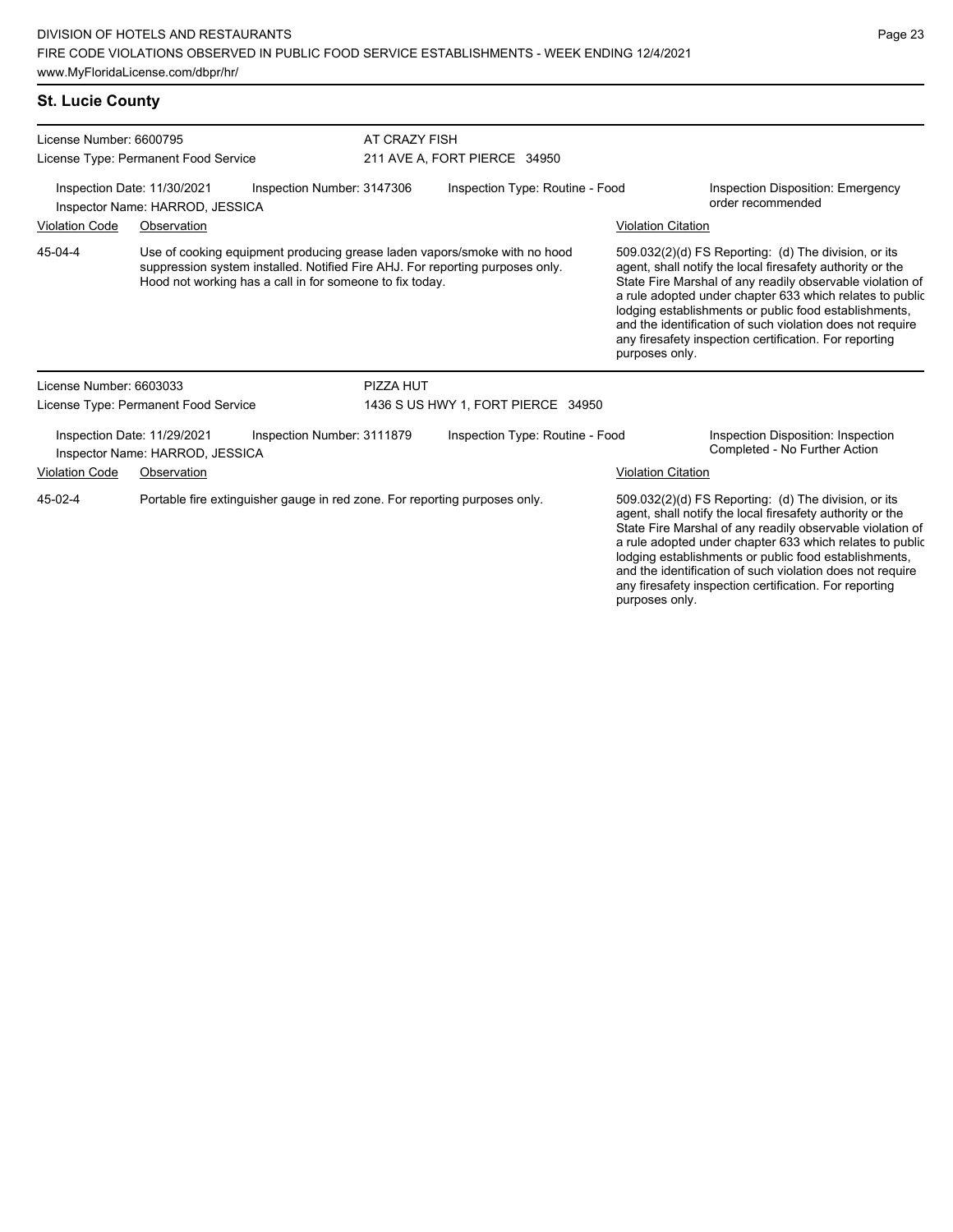## St. Lucie County

License Number: 6600795
License Type: Permanent Food Service

AT CRAZY FISH
211 AVE A, FORT PIERCE 34950

Inspection Date: 11/30/2021
Inspection Number: 3147306
Inspection Type: Routine - Food
Inspection Disposition: Emergency order recommended
Inspector Name: HARROD, JESSICA

| Violation Code | Observation | Violation Citation |
|---|---|---|
| 45-04-4 | Use of cooking equipment producing grease laden vapors/smoke with no hood suppression system installed. Notified Fire AHJ. For reporting purposes only. Hood not working has a call in for someone to fix today. | 509.032(2)(d) FS Reporting: (d) The division, or its agent, shall notify the local firesafety authority or the State Fire Marshal of any readily observable violation of a rule adopted under chapter 633 which relates to public lodging establishments or public food establishments, and the identification of such violation does not require any firesafety inspection certification. For reporting purposes only. |

License Number: 6603033
License Type: Permanent Food Service

PIZZA HUT
1436 S US HWY 1, FORT PIERCE 34950

Inspection Date: 11/29/2021
Inspection Number: 3111879
Inspection Type: Routine - Food
Inspection Disposition: Inspection Completed - No Further Action
Inspector Name: HARROD, JESSICA

| Violation Code | Observation | Violation Citation |
|---|---|---|
| 45-02-4 | Portable fire extinguisher gauge in red zone. For reporting purposes only. | 509.032(2)(d) FS Reporting: (d) The division, or its agent, shall notify the local firesafety authority or the State Fire Marshal of any readily observable violation of a rule adopted under chapter 633 which relates to public lodging establishments or public food establishments, and the identification of such violation does not require any firesafety inspection certification. For reporting purposes only. |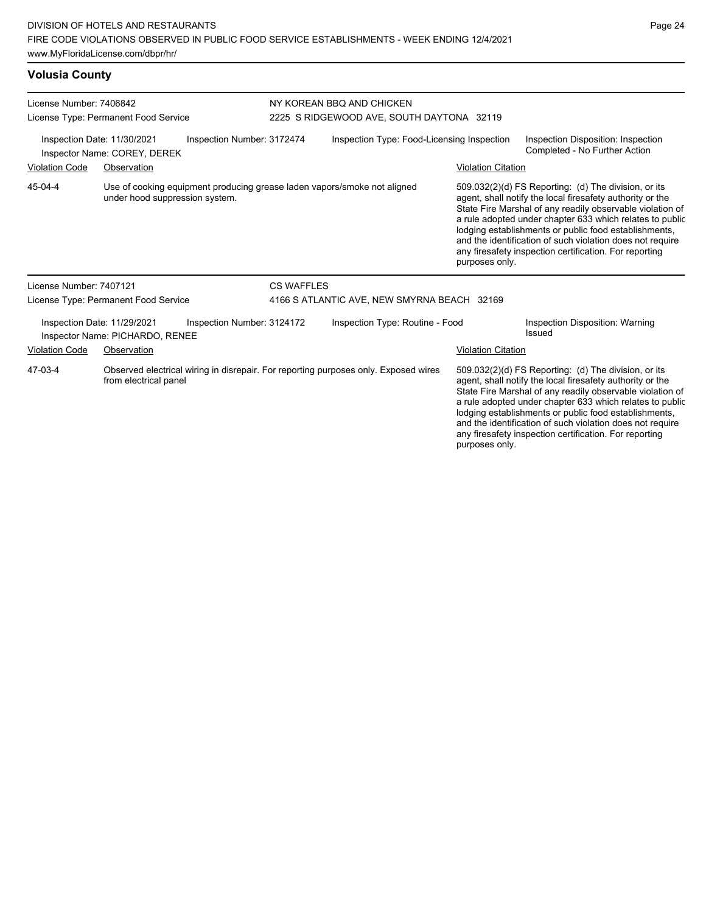## Volusia County

License Number: 7406842
License Type: Permanent Food Service

NY KOREAN BBQ AND CHICKEN
2225 S RIDGEWOOD AVE, SOUTH DAYTONA 32119

Inspection Date: 11/30/2021
Inspector Name: COREY, DEREK
Inspection Number: 3172474
Inspection Type: Food-Licensing Inspection
Inspection Disposition: Inspection Completed - No Further Action

| Violation Code | Observation | Violation Citation |
| --- | --- | --- |
| 45-04-4 | Use of cooking equipment producing grease laden vapors/smoke not aligned under hood suppression system. | 509.032(2)(d) FS Reporting: (d) The division, or its agent, shall notify the local firesafety authority or the State Fire Marshal of any readily observable violation of a rule adopted under chapter 633 which relates to public lodging establishments or public food establishments, and the identification of such violation does not require any firesafety inspection certification. For reporting purposes only. |

License Number: 7407121
License Type: Permanent Food Service

CS WAFFLES
4166 S ATLANTIC AVE, NEW SMYRNA BEACH 32169

Inspection Date: 11/29/2021
Inspector Name: PICHARDO, RENEE
Inspection Number: 3124172
Inspection Type: Routine - Food
Inspection Disposition: Warning Issued

| Violation Code | Observation | Violation Citation |
| --- | --- | --- |
| 47-03-4 | Observed electrical wiring in disrepair. For reporting purposes only. Exposed wires from electrical panel | 509.032(2)(d) FS Reporting: (d) The division, or its agent, shall notify the local firesafety authority or the State Fire Marshal of any readily observable violation of a rule adopted under chapter 633 which relates to public lodging establishments or public food establishments, and the identification of such violation does not require any firesafety inspection certification. For reporting purposes only. |